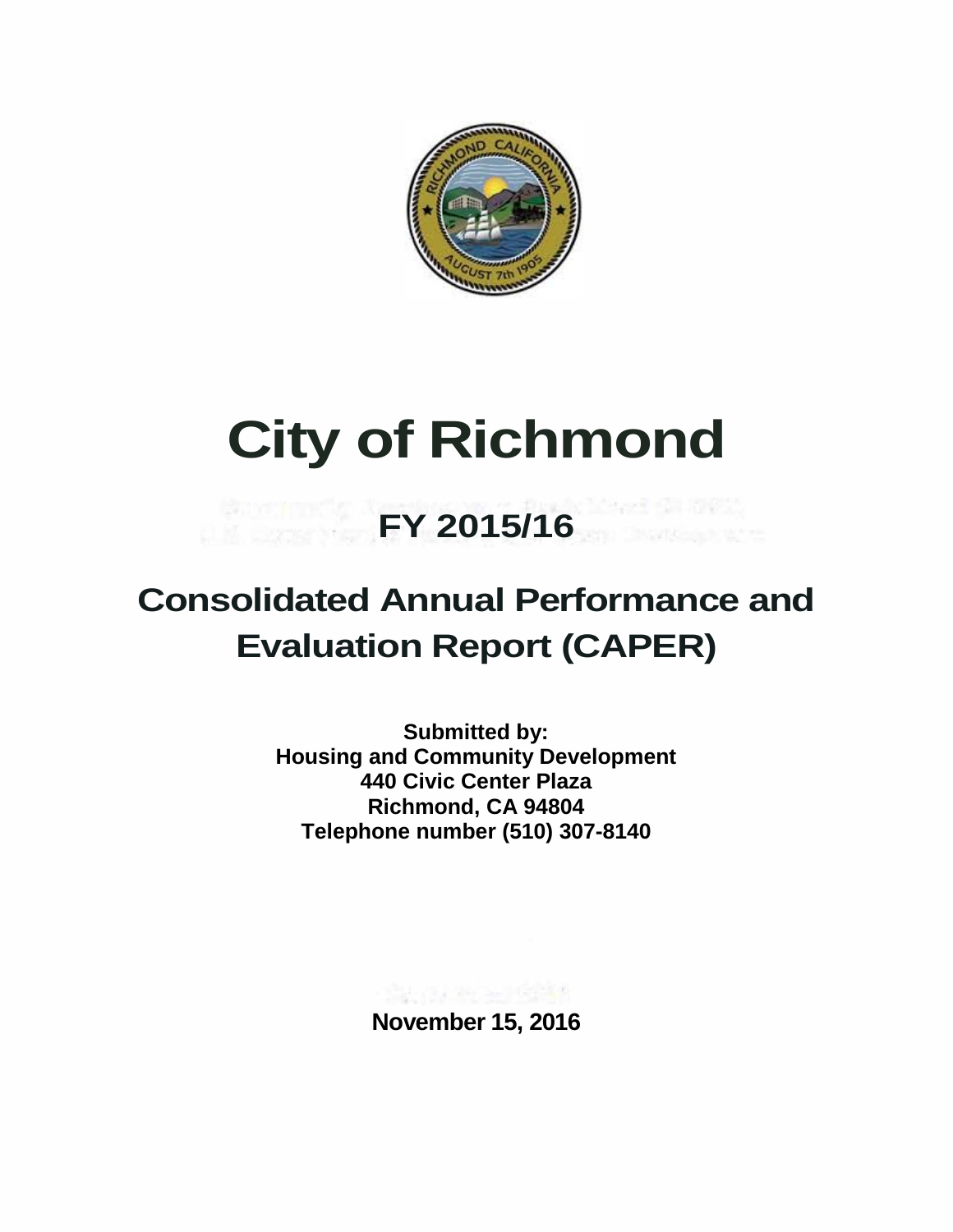# City of Richmond

## FY 2015/16

## Consolidated Annual Performance and Evaluation Report (CAPER)

**Submitted by:**
**Housing and Community Development**
**440 Civic Center Plaza**
**Richmond, CA 94804**
**Telephone number (510) 307-8140**

**November 15, 2016**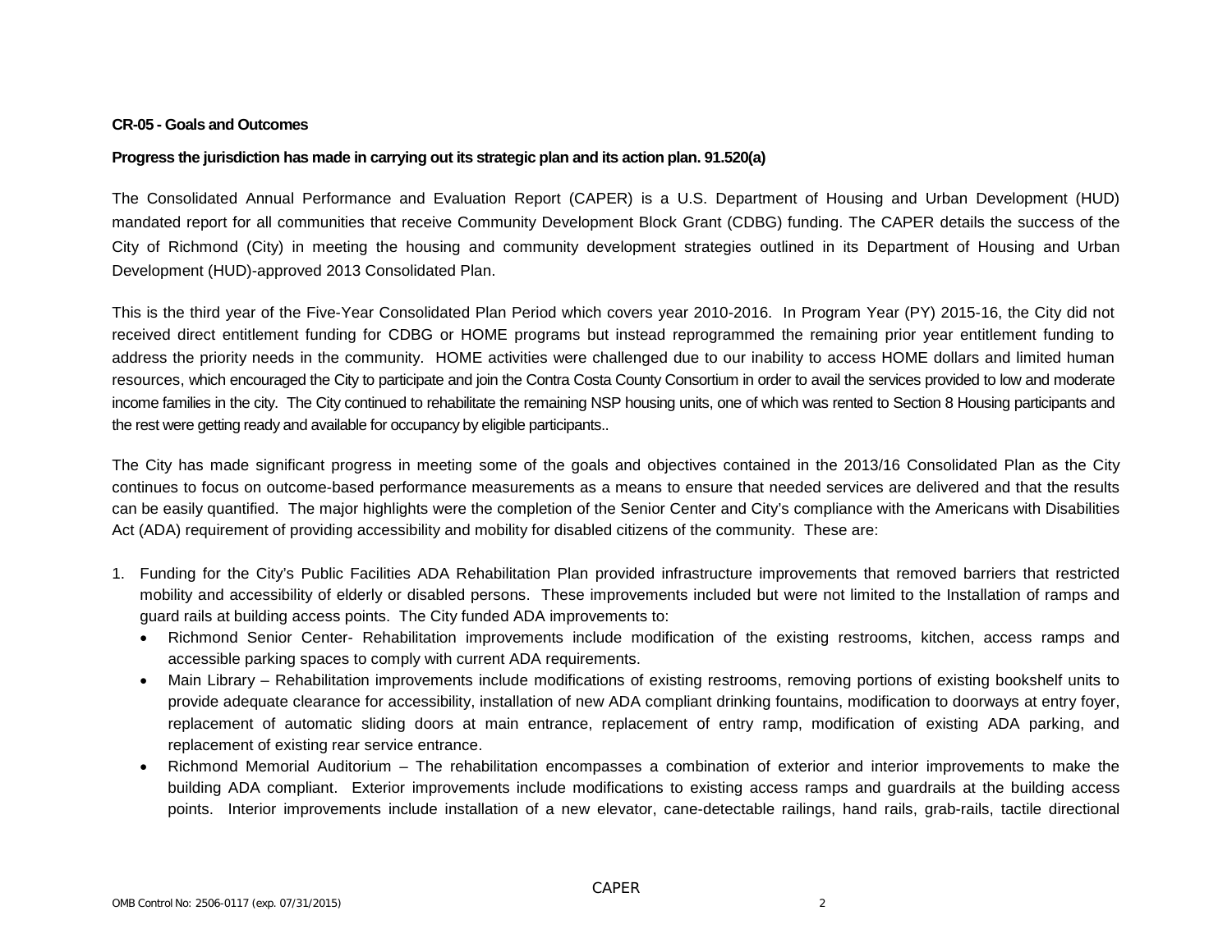**CR-05 - Goals and Outcomes**

**Progress the jurisdiction has made in carrying out its strategic plan and its action plan. 91.520(a)**

The Consolidated Annual Performance and Evaluation Report (CAPER) is a U.S. Department of Housing and Urban Development (HUD) mandated report for all communities that receive Community Development Block Grant (CDBG) funding. The CAPER details the success of the City of Richmond (City) in meeting the housing and community development strategies outlined in its Department of Housing and Urban Development (HUD)-approved 2013 Consolidated Plan.

This is the third year of the Five-Year Consolidated Plan Period which covers year 2010-2016. In Program Year (PY) 2015-16, the City did not received direct entitlement funding for CDBG or HOME programs but instead reprogrammed the remaining prior year entitlement funding to address the priority needs in the community. HOME activities were challenged due to our inability to access HOME dollars and limited human resources, which encouraged the City to participate and join the Contra Costa County Consortium in order to avail the services provided to low and moderate income families in the city. The City continued to rehabilitate the remaining NSP housing units, one of which was rented to Section 8 Housing participants and the rest were getting ready and available for occupancy by eligible participants..

The City has made significant progress in meeting some of the goals and objectives contained in the 2013/16 Consolidated Plan as the City continues to focus on outcome-based performance measurements as a means to ensure that needed services are delivered and that the results can be easily quantified. The major highlights were the completion of the Senior Center and City's compliance with the Americans with Disabilities Act (ADA) requirement of providing accessibility and mobility for disabled citizens of the community. These are:

1. Funding for the City's Public Facilities ADA Rehabilitation Plan provided infrastructure improvements that removed barriers that restricted mobility and accessibility of elderly or disabled persons. These improvements included but were not limited to the Installation of ramps and guard rails at building access points. The City funded ADA improvements to:
   - Richmond Senior Center- Rehabilitation improvements include modification of the existing restrooms, kitchen, access ramps and accessible parking spaces to comply with current ADA requirements.
   - Main Library – Rehabilitation improvements include modifications of existing restrooms, removing portions of existing bookshelf units to provide adequate clearance for accessibility, installation of new ADA compliant drinking fountains, modification to doorways at entry foyer, replacement of automatic sliding doors at main entrance, replacement of entry ramp, modification of existing ADA parking, and replacement of existing rear service entrance.
   - Richmond Memorial Auditorium – The rehabilitation encompasses a combination of exterior and interior improvements to make the building ADA compliant. Exterior improvements include modifications to existing access ramps and guardrails at the building access points. Interior improvements include installation of a new elevator, cane-detectable railings, hand rails, grab-rails, tactile directional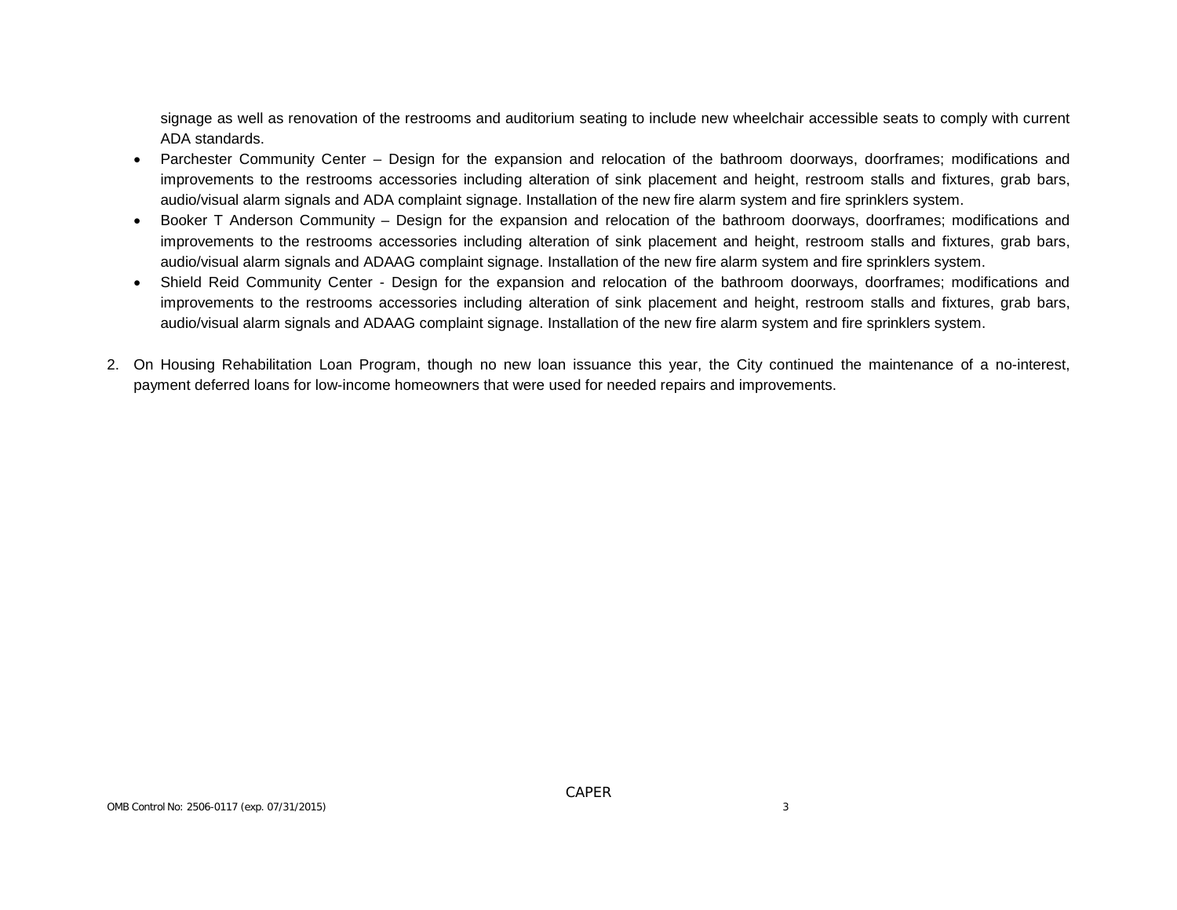signage as well as renovation of the restrooms and auditorium seating to include new wheelchair accessible seats to comply with current ADA standards.

- Parchester Community Center – Design for the expansion and relocation of the bathroom doorways, doorframes; modifications and improvements to the restrooms accessories including alteration of sink placement and height, restroom stalls and fixtures, grab bars, audio/visual alarm signals and ADA complaint signage. Installation of the new fire alarm system and fire sprinklers system.
- Booker T Anderson Community – Design for the expansion and relocation of the bathroom doorways, doorframes; modifications and improvements to the restrooms accessories including alteration of sink placement and height, restroom stalls and fixtures, grab bars, audio/visual alarm signals and ADAAG complaint signage. Installation of the new fire alarm system and fire sprinklers system.
- Shield Reid Community Center - Design for the expansion and relocation of the bathroom doorways, doorframes; modifications and improvements to the restrooms accessories including alteration of sink placement and height, restroom stalls and fixtures, grab bars, audio/visual alarm signals and ADAAG complaint signage. Installation of the new fire alarm system and fire sprinklers system.

2. On Housing Rehabilitation Loan Program, though no new loan issuance this year, the City continued the maintenance of a no-interest, payment deferred loans for low-income homeowners that were used for needed repairs and improvements.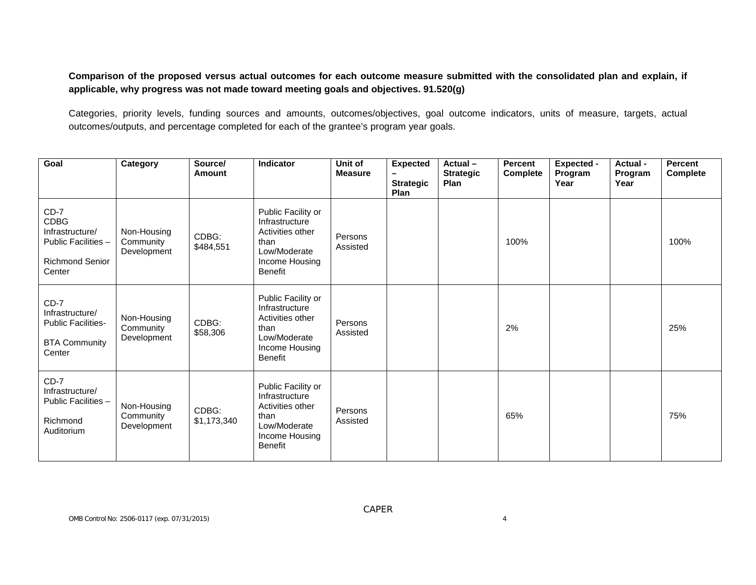**Comparison of the proposed versus actual outcomes for each outcome measure submitted with the consolidated plan and explain, if applicable, why progress was not made toward meeting goals and objectives. 91.520(g)**

Categories, priority levels, funding sources and amounts, outcomes/objectives, goal outcome indicators, units of measure, targets, actual outcomes/outputs, and percentage completed for each of the grantee's program year goals.

| Goal | Category | Source/ Amount | Indicator | Unit of Measure | Expected – Strategic Plan | Actual – Strategic Plan | Percent Complete | Expected - Program Year | Actual - Program Year | Percent Complete |
|---|---|---|---|---|---|---|---|---|---|---|
| CD-7 CDBG Infrastructure/ Public Facilities – Richmond Senior Center | Non-Housing Community Development | CDBG: $484,551 | Public Facility or Infrastructure Activities other than Low/Moderate Income Housing Benefit | Persons Assisted | | | 100% | | | 100% |
| CD-7 Infrastructure/ Public Facilities- BTA Community Center | Non-Housing Community Development | CDBG: $58,306 | Public Facility or Infrastructure Activities other than Low/Moderate Income Housing Benefit | Persons Assisted | | | 2% | | | 25% |
| CD-7 Infrastructure/ Public Facilities – Richmond Auditorium | Non-Housing Community Development | CDBG: $1,173,340 | Public Facility or Infrastructure Activities other than Low/Moderate Income Housing Benefit | Persons Assisted | | | 65% | | | 75% |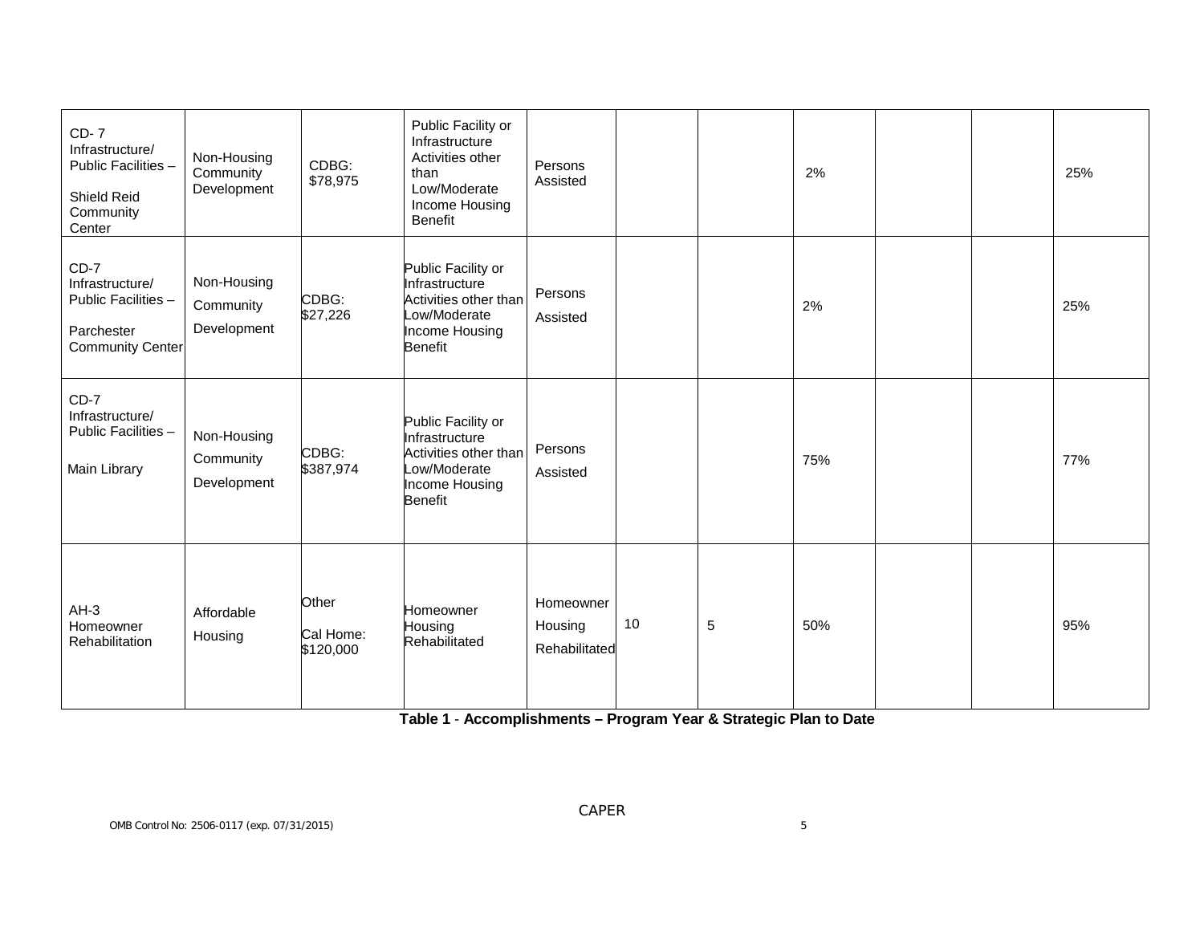| | | | | | | | | | | |
|---|---|---|---|---|---|---|---|---|---|---|
| CD- 7 Infrastructure/ Public Facilities – Shield Reid Community Center | Non-Housing Community Development | CDBG: $78,975 | Public Facility or Infrastructure Activities other than Low/Moderate Income Housing Benefit | Persons Assisted | | | 2% | | | 25% |
| CD-7 Infrastructure/ Public Facilities – Parchester Community Center | Non-Housing Community Development | CDBG: $27,226 | Public Facility or Infrastructure Activities other than Low/Moderate Income Housing Benefit | Persons Assisted | | | 2% | | | 25% |
| CD-7 Infrastructure/ Public Facilities – Main Library | Non-Housing Community Development | CDBG: $387,974 | Public Facility or Infrastructure Activities other than Low/Moderate Income Housing Benefit | Persons Assisted | | | 75% | | | 77% |
| AH-3 Homeowner Rehabilitation | Affordable Housing | Other Cal Home: $120,000 | Homeowner Housing Rehabilitated | Homeowner Housing Rehabilitated | 10 | 5 | 50% | | | 95% |

**Table 1** - **Accomplishments – Program Year & Strategic Plan to Date**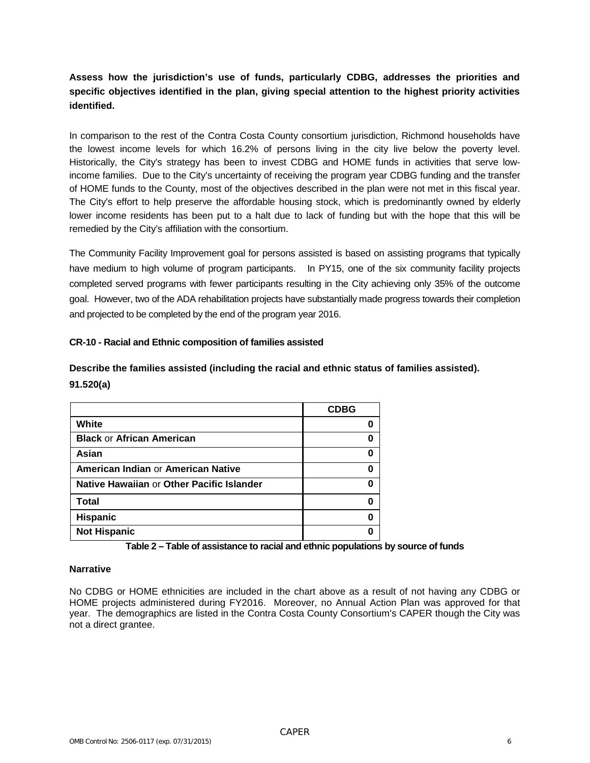**Assess how the jurisdiction's use of funds, particularly CDBG, addresses the priorities and specific objectives identified in the plan, giving special attention to the highest priority activities identified.**

In comparison to the rest of the Contra Costa County consortium jurisdiction, Richmond households have the lowest income levels for which 16.2% of persons living in the city live below the poverty level. Historically, the City's strategy has been to invest CDBG and HOME funds in activities that serve low-income families. Due to the City's uncertainty of receiving the program year CDBG funding and the transfer of HOME funds to the County, most of the objectives described in the plan were not met in this fiscal year. The City's effort to help preserve the affordable housing stock, which is predominantly owned by elderly lower income residents has been put to a halt due to lack of funding but with the hope that this will be remedied by the City's affiliation with the consortium.

The Community Facility Improvement goal for persons assisted is based on assisting programs that typically have medium to high volume of program participants. In PY15, one of the six community facility projects completed served programs with fewer participants resulting in the City achieving only 35% of the outcome goal. However, two of the ADA rehabilitation projects have substantially made progress towards their completion and projected to be completed by the end of the program year 2016.

**CR-10 - Racial and Ethnic composition of families assisted**

**Describe the families assisted (including the racial and ethnic status of families assisted). 91.520(a)**

| | **CDBG** |
|---|---|
| **White** | **0** |
| **Black** or **African American** | **0** |
| **Asian** | **0** |
| **American Indian** or **American Native** | **0** |
| **Native Hawaiian** or **Other Pacific Islander** | **0** |
| **Total** | **0** |
| **Hispanic** | **0** |
| **Not Hispanic** | **0** |

**Table 2 – Table of assistance to racial and ethnic populations by source of funds**

**Narrative**

No CDBG or HOME ethnicities are included in the chart above as a result of not having any CDBG or HOME projects administered during FY2016. Moreover, no Annual Action Plan was approved for that year. The demographics are listed in the Contra Costa County Consortium's CAPER though the City was not a direct grantee.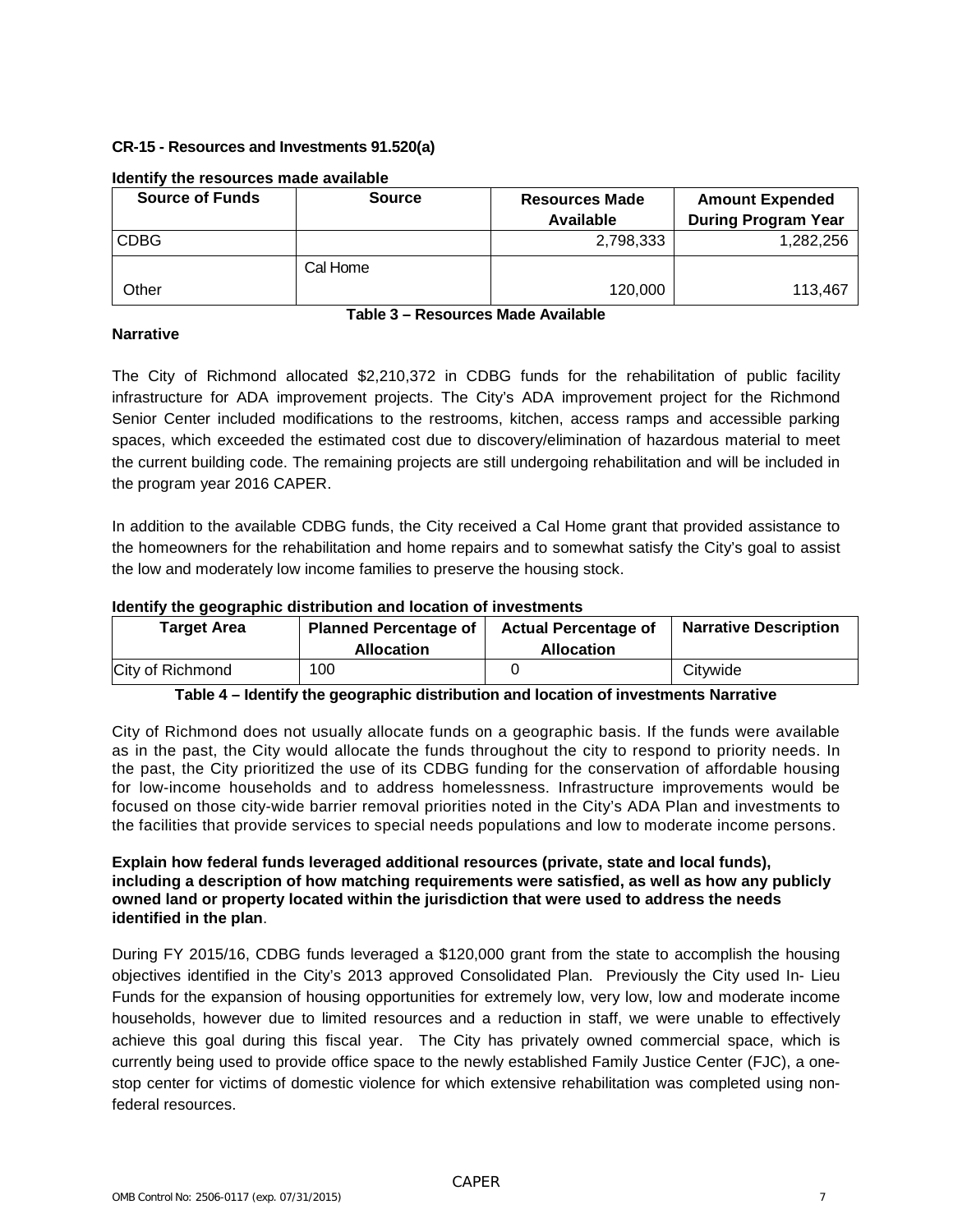## CR-15 - Resources and Investments 91.520(a)

**Identify the resources made available**

| Source of Funds | Source | Resources Made Available | Amount Expended During Program Year |
|---|---|---|---|
| CDBG | | 2,798,333 | 1,282,256 |
| Other | Cal Home | 120,000 | 113,467 |

**Table 3 – Resources Made Available**

**Narrative**

The City of Richmond allocated $2,210,372 in CDBG funds for the rehabilitation of public facility infrastructure for ADA improvement projects. The City's ADA improvement project for the Richmond Senior Center included modifications to the restrooms, kitchen, access ramps and accessible parking spaces, which exceeded the estimated cost due to discovery/elimination of hazardous material to meet the current building code. The remaining projects are still undergoing rehabilitation and will be included in the program year 2016 CAPER.

In addition to the available CDBG funds, the City received a Cal Home grant that provided assistance to the homeowners for the rehabilitation and home repairs and to somewhat satisfy the City's goal to assist the low and moderately low income families to preserve the housing stock.

**Identify the geographic distribution and location of investments**

| Target Area | Planned Percentage of Allocation | Actual Percentage of Allocation | Narrative Description |
|---|---|---|---|
| City of Richmond | 100 | 0 | Citywide |

**Table 4 – Identify the geographic distribution and location of investments Narrative**

City of Richmond does not usually allocate funds on a geographic basis. If the funds were available as in the past, the City would allocate the funds throughout the city to respond to priority needs. In the past, the City prioritized the use of its CDBG funding for the conservation of affordable housing for low-income households and to address homelessness. Infrastructure improvements would be focused on those city-wide barrier removal priorities noted in the City's ADA Plan and investments to the facilities that provide services to special needs populations and low to moderate income persons.

**Explain how federal funds leveraged additional resources (private, state and local funds), including a description of how matching requirements were satisfied, as well as how any publicly owned land or property located within the jurisdiction that were used to address the needs identified in the plan**.

During FY 2015/16, CDBG funds leveraged a $120,000 grant from the state to accomplish the housing objectives identified in the City's 2013 approved Consolidated Plan. Previously the City used In- Lieu Funds for the expansion of housing opportunities for extremely low, very low, low and moderate income households, however due to limited resources and a reduction in staff, we were unable to effectively achieve this goal during this fiscal year. The City has privately owned commercial space, which is currently being used to provide office space to the newly established Family Justice Center (FJC), a one-stop center for victims of domestic violence for which extensive rehabilitation was completed using non-federal resources.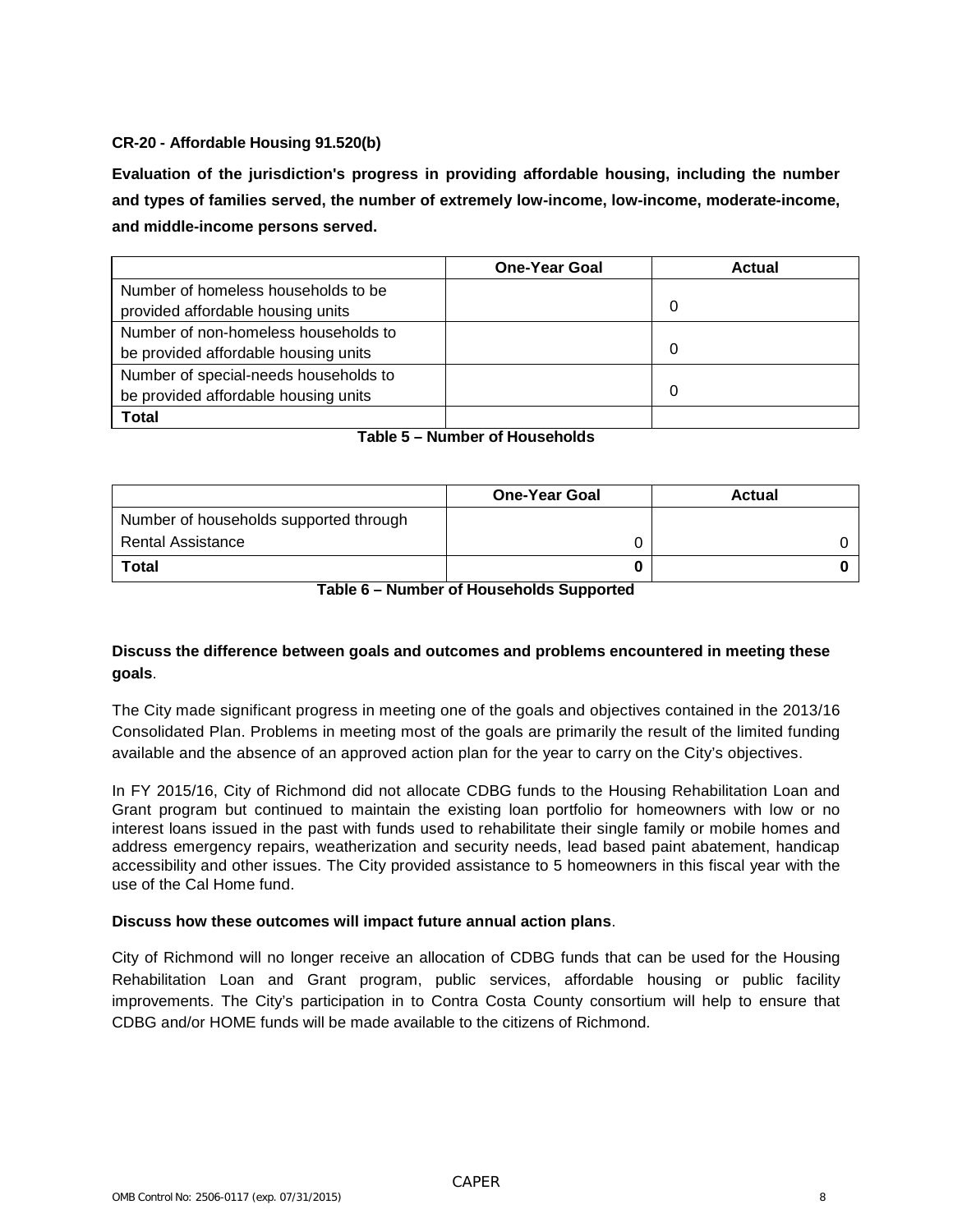**CR-20 - Affordable Housing 91.520(b)**

**Evaluation of the jurisdiction's progress in providing affordable housing, including the number and types of families served, the number of extremely low-income, low-income, moderate-income, and middle-income persons served.**

| | One-Year Goal | Actual |
|---|---|---|
| Number of homeless households to be provided affordable housing units | | 0 |
| Number of non-homeless households to be provided affordable housing units | | 0 |
| Number of special-needs households to be provided affordable housing units | | 0 |
| **Total** | | |

**Table 5 – Number of Households**

| | One-Year Goal | Actual |
|---|---|---|
| Number of households supported through Rental Assistance | 0 | 0 |
| **Total** | **0** | **0** |

**Table 6 – Number of Households Supported**

**Discuss the difference between goals and outcomes and problems encountered in meeting these goals**.

The City made significant progress in meeting one of the goals and objectives contained in the 2013/16 Consolidated Plan. Problems in meeting most of the goals are primarily the result of the limited funding available and the absence of an approved action plan for the year to carry on the City's objectives.

In FY 2015/16, City of Richmond did not allocate CDBG funds to the Housing Rehabilitation Loan and Grant program but continued to maintain the existing loan portfolio for homeowners with low or no interest loans issued in the past with funds used to rehabilitate their single family or mobile homes and address emergency repairs, weatherization and security needs, lead based paint abatement, handicap accessibility and other issues. The City provided assistance to 5 homeowners in this fiscal year with the use of the Cal Home fund.

**Discuss how these outcomes will impact future annual action plans**.

City of Richmond will no longer receive an allocation of CDBG funds that can be used for the Housing Rehabilitation Loan and Grant program, public services, affordable housing or public facility improvements. The City's participation in to Contra Costa County consortium will help to ensure that CDBG and/or HOME funds will be made available to the citizens of Richmond.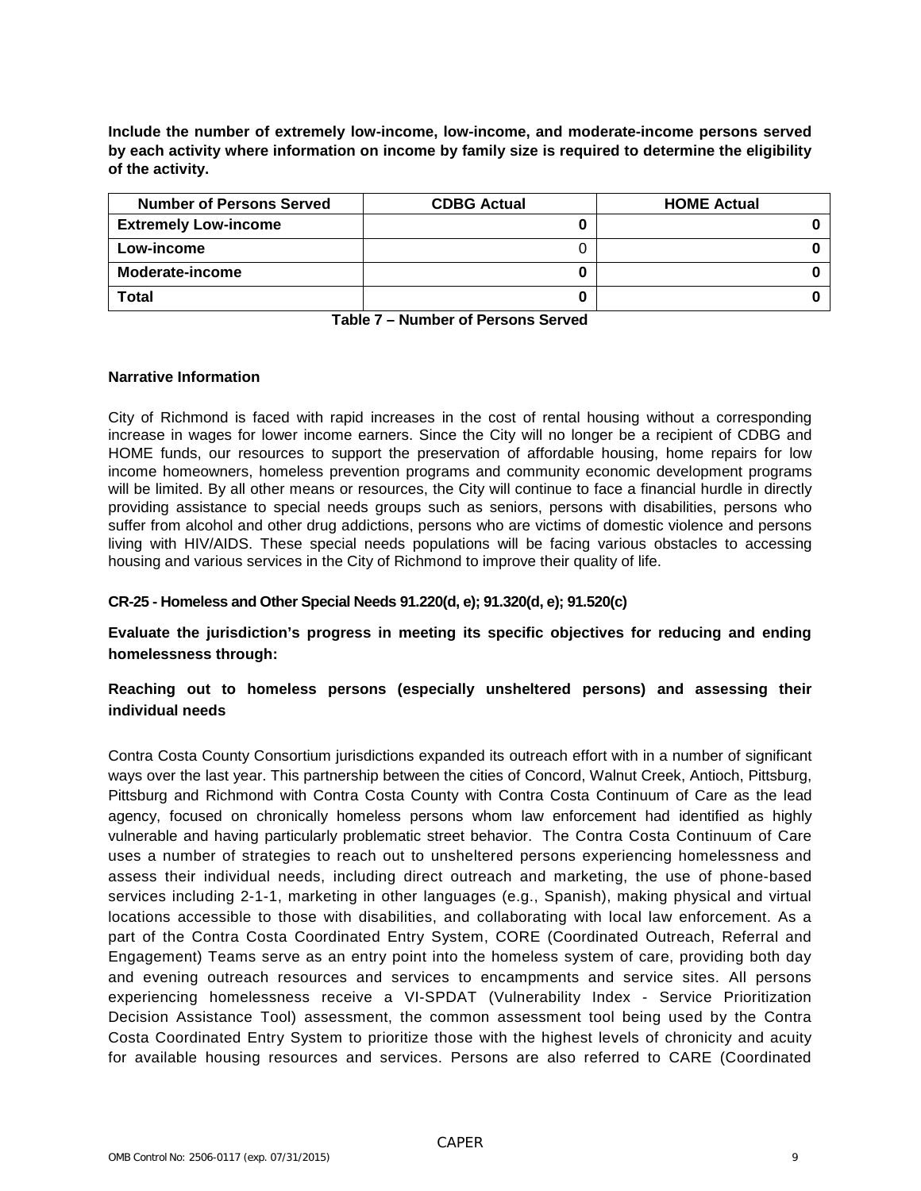**Include the number of extremely low-income, low-income, and moderate-income persons served by each activity where information on income by family size is required to determine the eligibility of the activity.**

| Number of Persons Served | CDBG Actual | HOME Actual |
| --- | --- | --- |
| **Extremely Low-income** | **0** | **0** |
| **Low-income** | 0 | **0** |
| **Moderate-income** | **0** | **0** |
| **Total** | **0** | **0** |

**Table 7 – Number of Persons Served**

**Narrative Information**

City of Richmond is faced with rapid increases in the cost of rental housing without a corresponding increase in wages for lower income earners. Since the City will no longer be a recipient of CDBG and HOME funds, our resources to support the preservation of affordable housing, home repairs for low income homeowners, homeless prevention programs and community economic development programs will be limited. By all other means or resources, the City will continue to face a financial hurdle in directly providing assistance to special needs groups such as seniors, persons with disabilities, persons who suffer from alcohol and other drug addictions, persons who are victims of domestic violence and persons living with HIV/AIDS. These special needs populations will be facing various obstacles to accessing housing and various services in the City of Richmond to improve their quality of life.

**CR-25 - Homeless and Other Special Needs 91.220(d, e); 91.320(d, e); 91.520(c)**

**Evaluate the jurisdiction's progress in meeting its specific objectives for reducing and ending homelessness through:**

**Reaching out to homeless persons (especially unsheltered persons) and assessing their individual needs**

Contra Costa County Consortium jurisdictions expanded its outreach effort with in a number of significant ways over the last year. This partnership between the cities of Concord, Walnut Creek, Antioch, Pittsburg, Pittsburg and Richmond with Contra Costa County with Contra Costa Continuum of Care as the lead agency, focused on chronically homeless persons whom law enforcement had identified as highly vulnerable and having particularly problematic street behavior. The Contra Costa Continuum of Care uses a number of strategies to reach out to unsheltered persons experiencing homelessness and assess their individual needs, including direct outreach and marketing, the use of phone-based services including 2-1-1, marketing in other languages (e.g., Spanish), making physical and virtual locations accessible to those with disabilities, and collaborating with local law enforcement. As a part of the Contra Costa Coordinated Entry System, CORE (Coordinated Outreach, Referral and Engagement) Teams serve as an entry point into the homeless system of care, providing both day and evening outreach resources and services to encampments and service sites. All persons experiencing homelessness receive a VI-SPDAT (Vulnerability Index - Service Prioritization Decision Assistance Tool) assessment, the common assessment tool being used by the Contra Costa Coordinated Entry System to prioritize those with the highest levels of chronicity and acuity for available housing resources and services. Persons are also referred to CARE (Coordinated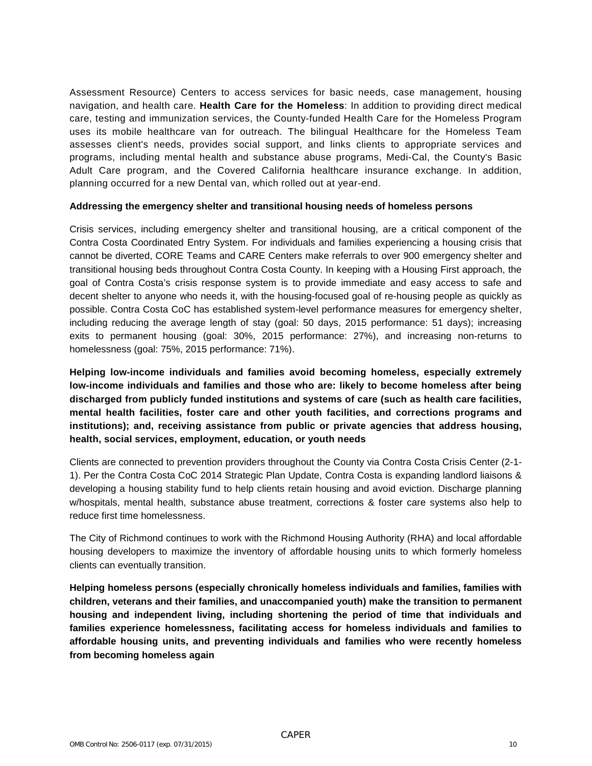Assessment Resource) Centers to access services for basic needs, case management, housing navigation, and health care. **Health Care for the Homeless**: In addition to providing direct medical care, testing and immunization services, the County-funded Health Care for the Homeless Program uses its mobile healthcare van for outreach. The bilingual Healthcare for the Homeless Team assesses client's needs, provides social support, and links clients to appropriate services and programs, including mental health and substance abuse programs, Medi-Cal, the County's Basic Adult Care program, and the Covered California healthcare insurance exchange. In addition, planning occurred for a new Dental van, which rolled out at year-end.

**Addressing the emergency shelter and transitional housing needs of homeless persons**

Crisis services, including emergency shelter and transitional housing, are a critical component of the Contra Costa Coordinated Entry System. For individuals and families experiencing a housing crisis that cannot be diverted, CORE Teams and CARE Centers make referrals to over 900 emergency shelter and transitional housing beds throughout Contra Costa County. In keeping with a Housing First approach, the goal of Contra Costa's crisis response system is to provide immediate and easy access to safe and decent shelter to anyone who needs it, with the housing-focused goal of re-housing people as quickly as possible. Contra Costa CoC has established system-level performance measures for emergency shelter, including reducing the average length of stay (goal: 50 days, 2015 performance: 51 days); increasing exits to permanent housing (goal: 30%, 2015 performance: 27%), and increasing non-returns to homelessness (goal: 75%, 2015 performance: 71%).

**Helping low-income individuals and families avoid becoming homeless, especially extremely low-income individuals and families and those who are: likely to become homeless after being discharged from publicly funded institutions and systems of care (such as health care facilities, mental health facilities, foster care and other youth facilities, and corrections programs and institutions); and, receiving assistance from public or private agencies that address housing, health, social services, employment, education, or youth needs**

Clients are connected to prevention providers throughout the County via Contra Costa Crisis Center (2-1-1). Per the Contra Costa CoC 2014 Strategic Plan Update, Contra Costa is expanding landlord liaisons & developing a housing stability fund to help clients retain housing and avoid eviction. Discharge planning w/hospitals, mental health, substance abuse treatment, corrections & foster care systems also help to reduce first time homelessness.

The City of Richmond continues to work with the Richmond Housing Authority (RHA) and local affordable housing developers to maximize the inventory of affordable housing units to which formerly homeless clients can eventually transition.

**Helping homeless persons (especially chronically homeless individuals and families, families with children, veterans and their families, and unaccompanied youth) make the transition to permanent housing and independent living, including shortening the period of time that individuals and families experience homelessness, facilitating access for homeless individuals and families to affordable housing units, and preventing individuals and families who were recently homeless from becoming homeless again**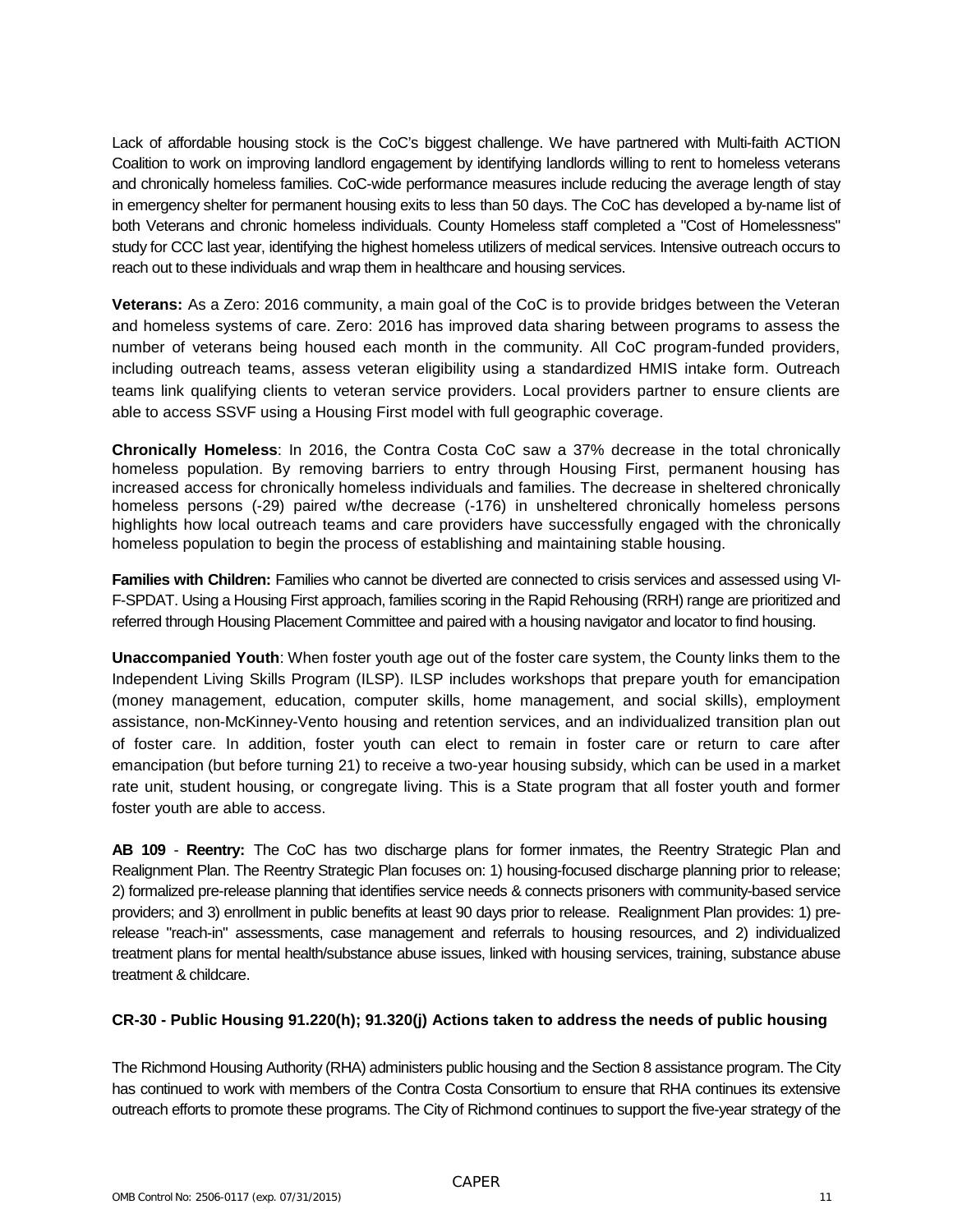Lack of affordable housing stock is the CoC's biggest challenge. We have partnered with Multi-faith ACTION Coalition to work on improving landlord engagement by identifying landlords willing to rent to homeless veterans and chronically homeless families. CoC-wide performance measures include reducing the average length of stay in emergency shelter for permanent housing exits to less than 50 days. The CoC has developed a by-name list of both Veterans and chronic homeless individuals. County Homeless staff completed a "Cost of Homelessness" study for CCC last year, identifying the highest homeless utilizers of medical services. Intensive outreach occurs to reach out to these individuals and wrap them in healthcare and housing services.

**Veterans:** As a Zero: 2016 community, a main goal of the CoC is to provide bridges between the Veteran and homeless systems of care. Zero: 2016 has improved data sharing between programs to assess the number of veterans being housed each month in the community. All CoC program-funded providers, including outreach teams, assess veteran eligibility using a standardized HMIS intake form. Outreach teams link qualifying clients to veteran service providers. Local providers partner to ensure clients are able to access SSVF using a Housing First model with full geographic coverage.

**Chronically Homeless**: In 2016, the Contra Costa CoC saw a 37% decrease in the total chronically homeless population. By removing barriers to entry through Housing First, permanent housing has increased access for chronically homeless individuals and families. The decrease in sheltered chronically homeless persons (-29) paired w/the decrease (-176) in unsheltered chronically homeless persons highlights how local outreach teams and care providers have successfully engaged with the chronically homeless population to begin the process of establishing and maintaining stable housing.

**Families with Children:** Families who cannot be diverted are connected to crisis services and assessed using VI-F-SPDAT. Using a Housing First approach, families scoring in the Rapid Rehousing (RRH) range are prioritized and referred through Housing Placement Committee and paired with a housing navigator and locator to find housing.

**Unaccompanied Youth**: When foster youth age out of the foster care system, the County links them to the Independent Living Skills Program (ILSP). ILSP includes workshops that prepare youth for emancipation (money management, education, computer skills, home management, and social skills), employment assistance, non-McKinney-Vento housing and retention services, and an individualized transition plan out of foster care. In addition, foster youth can elect to remain in foster care or return to care after emancipation (but before turning 21) to receive a two-year housing subsidy, which can be used in a market rate unit, student housing, or congregate living. This is a State program that all foster youth and former foster youth are able to access.

**AB 109** - **Reentry:** The CoC has two discharge plans for former inmates, the Reentry Strategic Plan and Realignment Plan. The Reentry Strategic Plan focuses on: 1) housing-focused discharge planning prior to release; 2) formalized pre-release planning that identifies service needs & connects prisoners with community-based service providers; and 3) enrollment in public benefits at least 90 days prior to release. Realignment Plan provides: 1) pre-release "reach-in" assessments, case management and referrals to housing resources, and 2) individualized treatment plans for mental health/substance abuse issues, linked with housing services, training, substance abuse treatment & childcare.

### CR-30 - Public Housing 91.220(h); 91.320(j) Actions taken to address the needs of public housing

The Richmond Housing Authority (RHA) administers public housing and the Section 8 assistance program. The City has continued to work with members of the Contra Costa Consortium to ensure that RHA continues its extensive outreach efforts to promote these programs. The City of Richmond continues to support the five-year strategy of the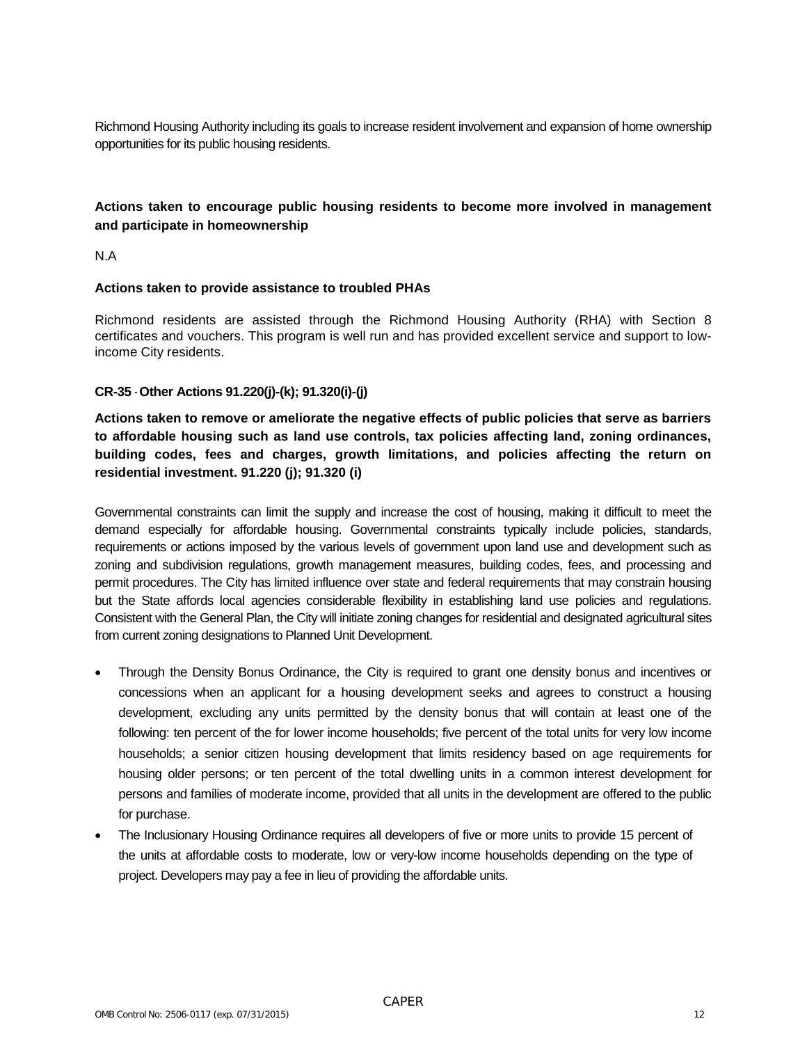Richmond Housing Authority including its goals to increase resident involvement and expansion of home ownership opportunities for its public housing residents.

**Actions taken to encourage public housing residents to become more involved in management and participate in homeownership**

N.A

**Actions taken to provide assistance to troubled PHAs**

Richmond residents are assisted through the Richmond Housing Authority (RHA) with Section 8 certificates and vouchers. This program is well run and has provided excellent service and support to low-income City residents.

## CR-35 - Other Actions 91.220(j)-(k); 91.320(i)-(j)

**Actions taken to remove or ameliorate the negative effects of public policies that serve as barriers to affordable housing such as land use controls, tax policies affecting land, zoning ordinances, building codes, fees and charges, growth limitations, and policies affecting the return on residential investment. 91.220 (j); 91.320 (i)**

Governmental constraints can limit the supply and increase the cost of housing, making it difficult to meet the demand especially for affordable housing. Governmental constraints typically include policies, standards, requirements or actions imposed by the various levels of government upon land use and development such as zoning and subdivision regulations, growth management measures, building codes, fees, and processing and permit procedures. The City has limited influence over state and federal requirements that may constrain housing but the State affords local agencies considerable flexibility in establishing land use policies and regulations. Consistent with the General Plan, the City will initiate zoning changes for residential and designated agricultural sites from current zoning designations to Planned Unit Development.

- Through the Density Bonus Ordinance, the City is required to grant one density bonus and incentives or concessions when an applicant for a housing development seeks and agrees to construct a housing development, excluding any units permitted by the density bonus that will contain at least one of the following: ten percent of the for lower income households; five percent of the total units for very low income households; a senior citizen housing development that limits residency based on age requirements for housing older persons; or ten percent of the total dwelling units in a common interest development for persons and families of moderate income, provided that all units in the development are offered to the public for purchase.
- The Inclusionary Housing Ordinance requires all developers of five or more units to provide 15 percent of the units at affordable costs to moderate, low or very-low income households depending on the type of project. Developers may pay a fee in lieu of providing the affordable units.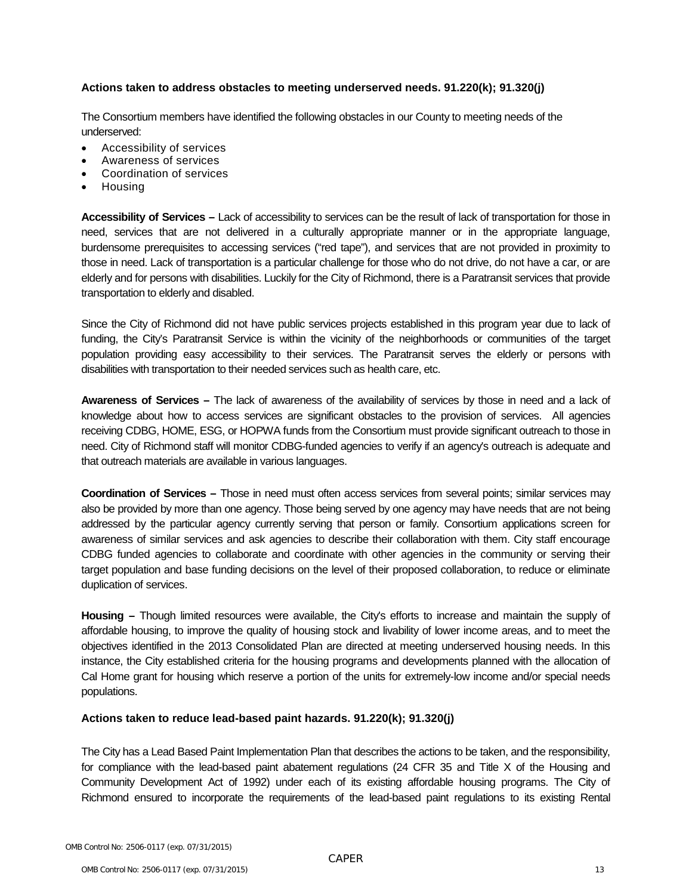**Actions taken to address obstacles to meeting underserved needs. 91.220(k); 91.320(j)**

The Consortium members have identified the following obstacles in our County to meeting needs of the underserved:

- Accessibility of services
- Awareness of services
- Coordination of services
- Housing

**Accessibility of Services –** Lack of accessibility to services can be the result of lack of transportation for those in need, services that are not delivered in a culturally appropriate manner or in the appropriate language, burdensome prerequisites to accessing services ("red tape"), and services that are not provided in proximity to those in need. Lack of transportation is a particular challenge for those who do not drive, do not have a car, or are elderly and for persons with disabilities. Luckily for the City of Richmond, there is a Paratransit services that provide transportation to elderly and disabled.

Since the City of Richmond did not have public services projects established in this program year due to lack of funding, the City's Paratransit Service is within the vicinity of the neighborhoods or communities of the target population providing easy accessibility to their services. The Paratransit serves the elderly or persons with disabilities with transportation to their needed services such as health care, etc.

**Awareness of Services –** The lack of awareness of the availability of services by those in need and a lack of knowledge about how to access services are significant obstacles to the provision of services. All agencies receiving CDBG, HOME, ESG, or HOPWA funds from the Consortium must provide significant outreach to those in need. City of Richmond staff will monitor CDBG-funded agencies to verify if an agency's outreach is adequate and that outreach materials are available in various languages.

**Coordination of Services –** Those in need must often access services from several points; similar services may also be provided by more than one agency. Those being served by one agency may have needs that are not being addressed by the particular agency currently serving that person or family. Consortium applications screen for awareness of similar services and ask agencies to describe their collaboration with them. City staff encourage CDBG funded agencies to collaborate and coordinate with other agencies in the community or serving their target population and base funding decisions on the level of their proposed collaboration, to reduce or eliminate duplication of services.

**Housing –** Though limited resources were available, the City's efforts to increase and maintain the supply of affordable housing, to improve the quality of housing stock and livability of lower income areas, and to meet the objectives identified in the 2013 Consolidated Plan are directed at meeting underserved housing needs. In this instance, the City established criteria for the housing programs and developments planned with the allocation of Cal Home grant for housing which reserve a portion of the units for extremely-low income and/or special needs populations.

**Actions taken to reduce lead-based paint hazards. 91.220(k); 91.320(j)**

The City has a Lead Based Paint Implementation Plan that describes the actions to be taken, and the responsibility, for compliance with the lead-based paint abatement regulations (24 CFR 35 and Title X of the Housing and Community Development Act of 1992) under each of its existing affordable housing programs. The City of Richmond ensured to incorporate the requirements of the lead-based paint regulations to its existing Rental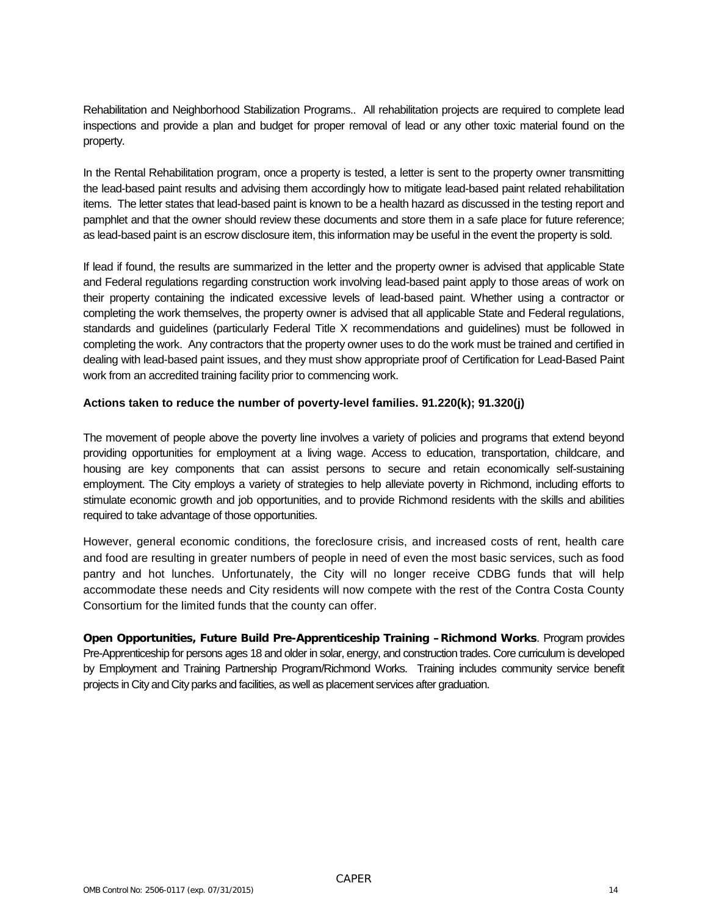Rehabilitation and Neighborhood Stabilization Programs.. All rehabilitation projects are required to complete lead inspections and provide a plan and budget for proper removal of lead or any other toxic material found on the property.

In the Rental Rehabilitation program, once a property is tested, a letter is sent to the property owner transmitting the lead-based paint results and advising them accordingly how to mitigate lead-based paint related rehabilitation items. The letter states that lead-based paint is known to be a health hazard as discussed in the testing report and pamphlet and that the owner should review these documents and store them in a safe place for future reference; as lead-based paint is an escrow disclosure item, this information may be useful in the event the property is sold.

If lead if found, the results are summarized in the letter and the property owner is advised that applicable State and Federal regulations regarding construction work involving lead-based paint apply to those areas of work on their property containing the indicated excessive levels of lead-based paint. Whether using a contractor or completing the work themselves, the property owner is advised that all applicable State and Federal regulations, standards and guidelines (particularly Federal Title X recommendations and guidelines) must be followed in completing the work. Any contractors that the property owner uses to do the work must be trained and certified in dealing with lead-based paint issues, and they must show appropriate proof of Certification for Lead-Based Paint work from an accredited training facility prior to commencing work.

**Actions taken to reduce the number of poverty-level families. 91.220(k); 91.320(j)**

The movement of people above the poverty line involves a variety of policies and programs that extend beyond providing opportunities for employment at a living wage. Access to education, transportation, childcare, and housing are key components that can assist persons to secure and retain economically self-sustaining employment. The City employs a variety of strategies to help alleviate poverty in Richmond, including efforts to stimulate economic growth and job opportunities, and to provide Richmond residents with the skills and abilities required to take advantage of those opportunities.

However, general economic conditions, the foreclosure crisis, and increased costs of rent, health care and food are resulting in greater numbers of people in need of even the most basic services, such as food pantry and hot lunches. Unfortunately, the City will no longer receive CDBG funds that will help accommodate these needs and City residents will now compete with the rest of the Contra Costa County Consortium for the limited funds that the county can offer.

**Open Opportunities, Future Build Pre-Apprenticeship Training – Richmond Works**. Program provides Pre-Apprenticeship for persons ages 18 and older in solar, energy, and construction trades. Core curriculum is developed by Employment and Training Partnership Program/Richmond Works. Training includes community service benefit projects in City and City parks and facilities, as well as placement services after graduation.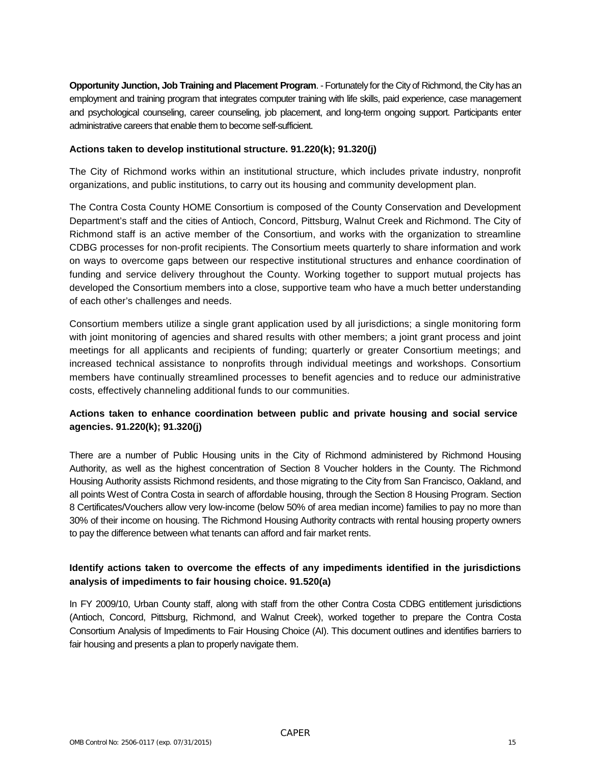**Opportunity Junction, Job Training and Placement Program**. - Fortunately for the City of Richmond, the City has an employment and training program that integrates computer training with life skills, paid experience, case management and psychological counseling, career counseling, job placement, and long-term ongoing support. Participants enter administrative careers that enable them to become self-sufficient.

**Actions taken to develop institutional structure. 91.220(k); 91.320(j)**

The City of Richmond works within an institutional structure, which includes private industry, nonprofit organizations, and public institutions, to carry out its housing and community development plan.

The Contra Costa County HOME Consortium is composed of the County Conservation and Development Department's staff and the cities of Antioch, Concord, Pittsburg, Walnut Creek and Richmond. The City of Richmond staff is an active member of the Consortium, and works with the organization to streamline CDBG processes for non-profit recipients. The Consortium meets quarterly to share information and work on ways to overcome gaps between our respective institutional structures and enhance coordination of funding and service delivery throughout the County. Working together to support mutual projects has developed the Consortium members into a close, supportive team who have a much better understanding of each other's challenges and needs.

Consortium members utilize a single grant application used by all jurisdictions; a single monitoring form with joint monitoring of agencies and shared results with other members; a joint grant process and joint meetings for all applicants and recipients of funding; quarterly or greater Consortium meetings; and increased technical assistance to nonprofits through individual meetings and workshops. Consortium members have continually streamlined processes to benefit agencies and to reduce our administrative costs, effectively channeling additional funds to our communities.

**Actions taken to enhance coordination between public and private housing and social service agencies. 91.220(k); 91.320(j)**

There are a number of Public Housing units in the City of Richmond administered by Richmond Housing Authority, as well as the highest concentration of Section 8 Voucher holders in the County. The Richmond Housing Authority assists Richmond residents, and those migrating to the City from San Francisco, Oakland, and all points West of Contra Costa in search of affordable housing, through the Section 8 Housing Program. Section 8 Certificates/Vouchers allow very low-income (below 50% of area median income) families to pay no more than 30% of their income on housing. The Richmond Housing Authority contracts with rental housing property owners to pay the difference between what tenants can afford and fair market rents.

**Identify actions taken to overcome the effects of any impediments identified in the jurisdictions analysis of impediments to fair housing choice. 91.520(a)**

In FY 2009/10, Urban County staff, along with staff from the other Contra Costa CDBG entitlement jurisdictions (Antioch, Concord, Pittsburg, Richmond, and Walnut Creek), worked together to prepare the Contra Costa Consortium Analysis of Impediments to Fair Housing Choice (AI). This document outlines and identifies barriers to fair housing and presents a plan to properly navigate them.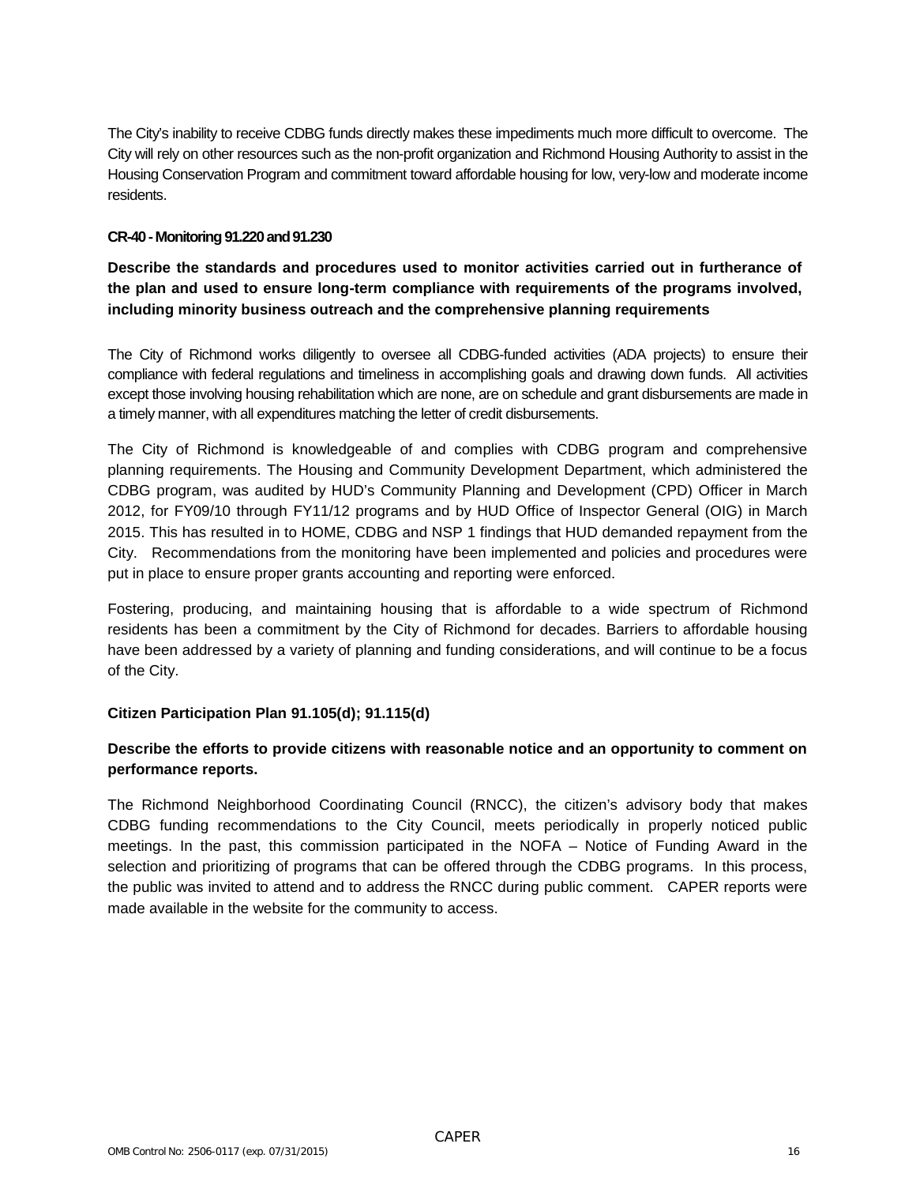The City's inability to receive CDBG funds directly makes these impediments much more difficult to overcome. The City will rely on other resources such as the non-profit organization and Richmond Housing Authority to assist in the Housing Conservation Program and commitment toward affordable housing for low, very-low and moderate income residents.

#### CR-40 - Monitoring 91.220 and 91.230

**Describe the standards and procedures used to monitor activities carried out in furtherance of the plan and used to ensure long-term compliance with requirements of the programs involved, including minority business outreach and the comprehensive planning requirements**

The City of Richmond works diligently to oversee all CDBG-funded activities (ADA projects) to ensure their compliance with federal regulations and timeliness in accomplishing goals and drawing down funds. All activities except those involving housing rehabilitation which are none, are on schedule and grant disbursements are made in a timely manner, with all expenditures matching the letter of credit disbursements.

The City of Richmond is knowledgeable of and complies with CDBG program and comprehensive planning requirements. The Housing and Community Development Department, which administered the CDBG program, was audited by HUD's Community Planning and Development (CPD) Officer in March 2012, for FY09/10 through FY11/12 programs and by HUD Office of Inspector General (OIG) in March 2015. This has resulted in to HOME, CDBG and NSP 1 findings that HUD demanded repayment from the City. Recommendations from the monitoring have been implemented and policies and procedures were put in place to ensure proper grants accounting and reporting were enforced.

Fostering, producing, and maintaining housing that is affordable to a wide spectrum of Richmond residents has been a commitment by the City of Richmond for decades. Barriers to affordable housing have been addressed by a variety of planning and funding considerations, and will continue to be a focus of the City.

#### Citizen Participation Plan 91.105(d); 91.115(d)

**Describe the efforts to provide citizens with reasonable notice and an opportunity to comment on performance reports.**

The Richmond Neighborhood Coordinating Council (RNCC), the citizen's advisory body that makes CDBG funding recommendations to the City Council, meets periodically in properly noticed public meetings. In the past, this commission participated in the NOFA – Notice of Funding Award in the selection and prioritizing of programs that can be offered through the CDBG programs. In this process, the public was invited to attend and to address the RNCC during public comment. CAPER reports were made available in the website for the community to access.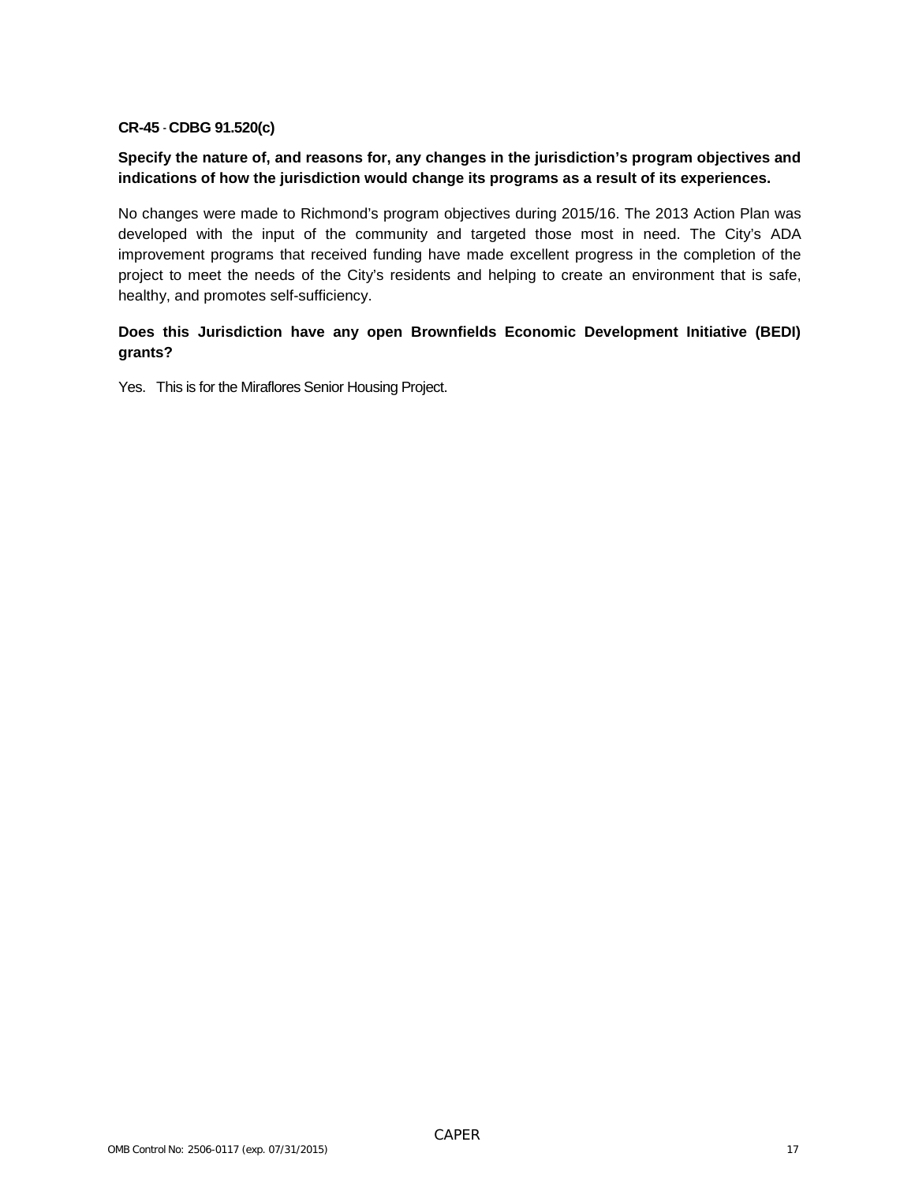## CR-45 - CDBG 91.520(c)

**Specify the nature of, and reasons for, any changes in the jurisdiction's program objectives and indications of how the jurisdiction would change its programs as a result of its experiences.**

No changes were made to Richmond's program objectives during 2015/16. The 2013 Action Plan was developed with the input of the community and targeted those most in need. The City's ADA improvement programs that received funding have made excellent progress in the completion of the project to meet the needs of the City's residents and helping to create an environment that is safe, healthy, and promotes self-sufficiency.

**Does this Jurisdiction have any open Brownfields Economic Development Initiative (BEDI) grants?**

Yes. This is for the Miraflores Senior Housing Project.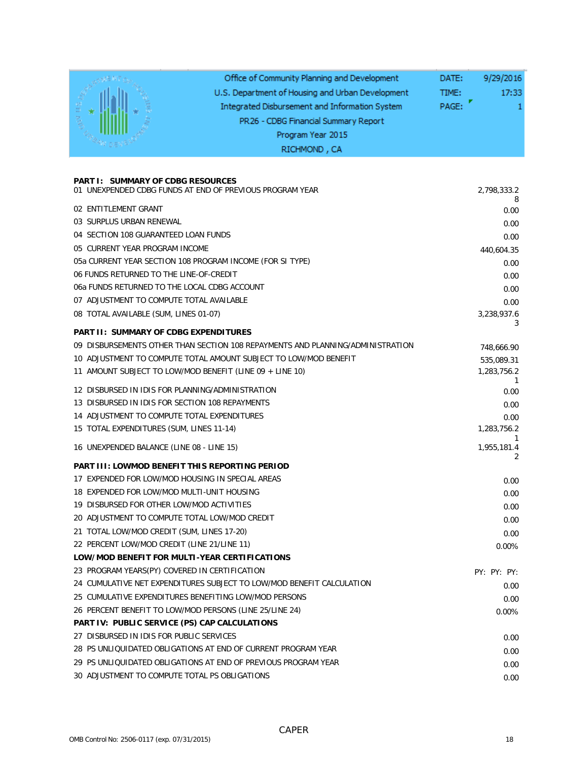Office of Community Planning and Development
U.S. Department of Housing and Urban Development
Integrated Disbursement and Information System
PR26 - CDBG Financial Summary Report
Program Year 2015
RICHMOND , CA

DATE: 9/29/2016
TIME: 17:33
PAGE: 1

| | |
|---|---|
| **PART I: SUMMARY OF CDBG RESOURCES** | |
| 01 UNEXPENDED CDBG FUNDS AT END OF PREVIOUS PROGRAM YEAR | 2,798,333.28 |
| 02 ENTITLEMENT GRANT | 0.00 |
| 03 SURPLUS URBAN RENEWAL | 0.00 |
| 04 SECTION 108 GUARANTEED LOAN FUNDS | 0.00 |
| 05 CURRENT YEAR PROGRAM INCOME | 440,604.35 |
| 05a CURRENT YEAR SECTION 108 PROGRAM INCOME (FOR SI TYPE) | 0.00 |
| 06 FUNDS RETURNED TO THE LINE-OF-CREDIT | 0.00 |
| 06a FUNDS RETURNED TO THE LOCAL CDBG ACCOUNT | 0.00 |
| 07 ADJUSTMENT TO COMPUTE TOTAL AVAILABLE | 0.00 |
| 08 TOTAL AVAILABLE (SUM, LINES 01-07) | 3,238,937.63 |
| **PART II: SUMMARY OF CDBG EXPENDITURES** | |
| 09 DISBURSEMENTS OTHER THAN SECTION 108 REPAYMENTS AND PLANNING/ADMINISTRATION | 748,666.90 |
| 10 ADJUSTMENT TO COMPUTE TOTAL AMOUNT SUBJECT TO LOW/MOD BENEFIT | 535,089.31 |
| 11 AMOUNT SUBJECT TO LOW/MOD BENEFIT (LINE 09 + LINE 10) | 1,283,756.21 |
| 12 DISBURSED IN IDIS FOR PLANNING/ADMINISTRATION | 0.00 |
| 13 DISBURSED IN IDIS FOR SECTION 108 REPAYMENTS | 0.00 |
| 14 ADJUSTMENT TO COMPUTE TOTAL EXPENDITURES | 0.00 |
| 15 TOTAL EXPENDITURES (SUM, LINES 11-14) | 1,283,756.21 |
| 16 UNEXPENDED BALANCE (LINE 08 - LINE 15) | 1,955,181.42 |
| **PART III: LOWMOD BENEFIT THIS REPORTING PERIOD** | |
| 17 EXPENDED FOR LOW/MOD HOUSING IN SPECIAL AREAS | 0.00 |
| 18 EXPENDED FOR LOW/MOD MULTI-UNIT HOUSING | 0.00 |
| 19 DISBURSED FOR OTHER LOW/MOD ACTIVITIES | 0.00 |
| 20 ADJUSTMENT TO COMPUTE TOTAL LOW/MOD CREDIT | 0.00 |
| 21 TOTAL LOW/MOD CREDIT (SUM, LINES 17-20) | 0.00 |
| 22 PERCENT LOW/MOD CREDIT (LINE 21/LINE 11) | 0.00% |
| **LOW/MOD BENEFIT FOR MULTI-YEAR CERTIFICATIONS** | |
| 23 PROGRAM YEARS(PY) COVERED IN CERTIFICATION | PY: PY: PY: |
| 24 CUMULATIVE NET EXPENDITURES SUBJECT TO LOW/MOD BENEFIT CALCULATION | 0.00 |
| 25 CUMULATIVE EXPENDITURES BENEFITING LOW/MOD PERSONS | 0.00 |
| 26 PERCENT BENEFIT TO LOW/MOD PERSONS (LINE 25/LINE 24) | 0.00% |
| **PART IV: PUBLIC SERVICE (PS) CAP CALCULATIONS** | |
| 27 DISBURSED IN IDIS FOR PUBLIC SERVICES | 0.00 |
| 28 PS UNLIQUIDATED OBLIGATIONS AT END OF CURRENT PROGRAM YEAR | 0.00 |
| 29 PS UNLIQUIDATED OBLIGATIONS AT END OF PREVIOUS PROGRAM YEAR | 0.00 |
| 30 ADJUSTMENT TO COMPUTE TOTAL PS OBLIGATIONS | 0.00 |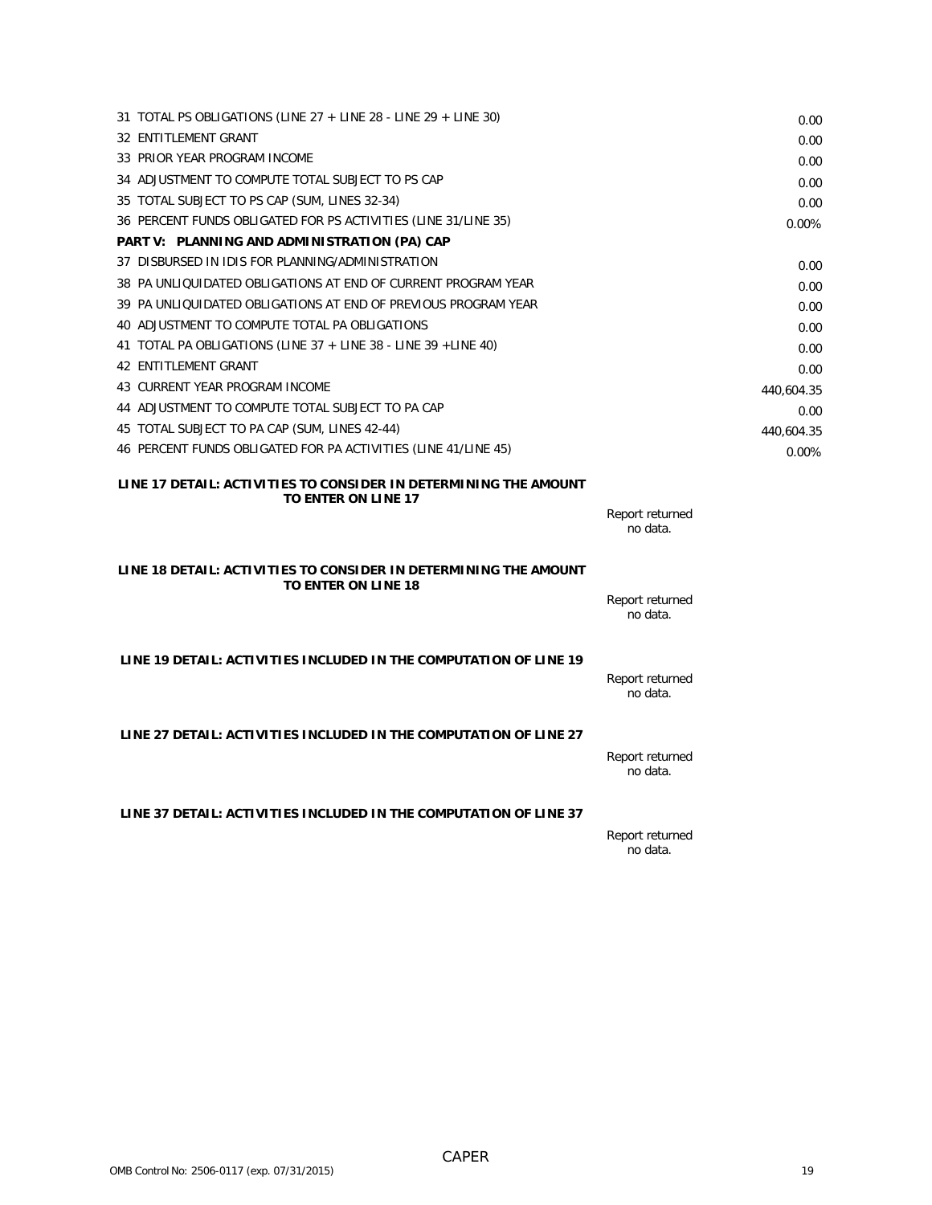| | |
|---|---|
| 31 TOTAL PS OBLIGATIONS (LINE 27 + LINE 28 - LINE 29 + LINE 30) | 0.00 |
| 32 ENTITLEMENT GRANT | 0.00 |
| 33 PRIOR YEAR PROGRAM INCOME | 0.00 |
| 34 ADJUSTMENT TO COMPUTE TOTAL SUBJECT TO PS CAP | 0.00 |
| 35 TOTAL SUBJECT TO PS CAP (SUM, LINES 32-34) | 0.00 |
| 36 PERCENT FUNDS OBLIGATED FOR PS ACTIVITIES (LINE 31/LINE 35) | 0.00% |
| **PART V: PLANNING AND ADMINISTRATION (PA) CAP** | |
| 37 DISBURSED IN IDIS FOR PLANNING/ADMINISTRATION | 0.00 |
| 38 PA UNLIQUIDATED OBLIGATIONS AT END OF CURRENT PROGRAM YEAR | 0.00 |
| 39 PA UNLIQUIDATED OBLIGATIONS AT END OF PREVIOUS PROGRAM YEAR | 0.00 |
| 40 ADJUSTMENT TO COMPUTE TOTAL PA OBLIGATIONS | 0.00 |
| 41 TOTAL PA OBLIGATIONS (LINE 37 + LINE 38 - LINE 39 +LINE 40) | 0.00 |
| 42 ENTITLEMENT GRANT | 0.00 |
| 43 CURRENT YEAR PROGRAM INCOME | 440,604.35 |
| 44 ADJUSTMENT TO COMPUTE TOTAL SUBJECT TO PA CAP | 0.00 |
| 45 TOTAL SUBJECT TO PA CAP (SUM, LINES 42-44) | 440,604.35 |
| 46 PERCENT FUNDS OBLIGATED FOR PA ACTIVITIES (LINE 41/LINE 45) | 0.00% |

**LINE 17 DETAIL: ACTIVITIES TO CONSIDER IN DETERMINING THE AMOUNT TO ENTER ON LINE 17**

Report returned no data.

**LINE 18 DETAIL: ACTIVITIES TO CONSIDER IN DETERMINING THE AMOUNT TO ENTER ON LINE 18**

Report returned no data.

**LINE 19 DETAIL: ACTIVITIES INCLUDED IN THE COMPUTATION OF LINE 19**

Report returned no data.

**LINE 27 DETAIL: ACTIVITIES INCLUDED IN THE COMPUTATION OF LINE 27**

Report returned no data.

**LINE 37 DETAIL: ACTIVITIES INCLUDED IN THE COMPUTATION OF LINE 37**

Report returned no data.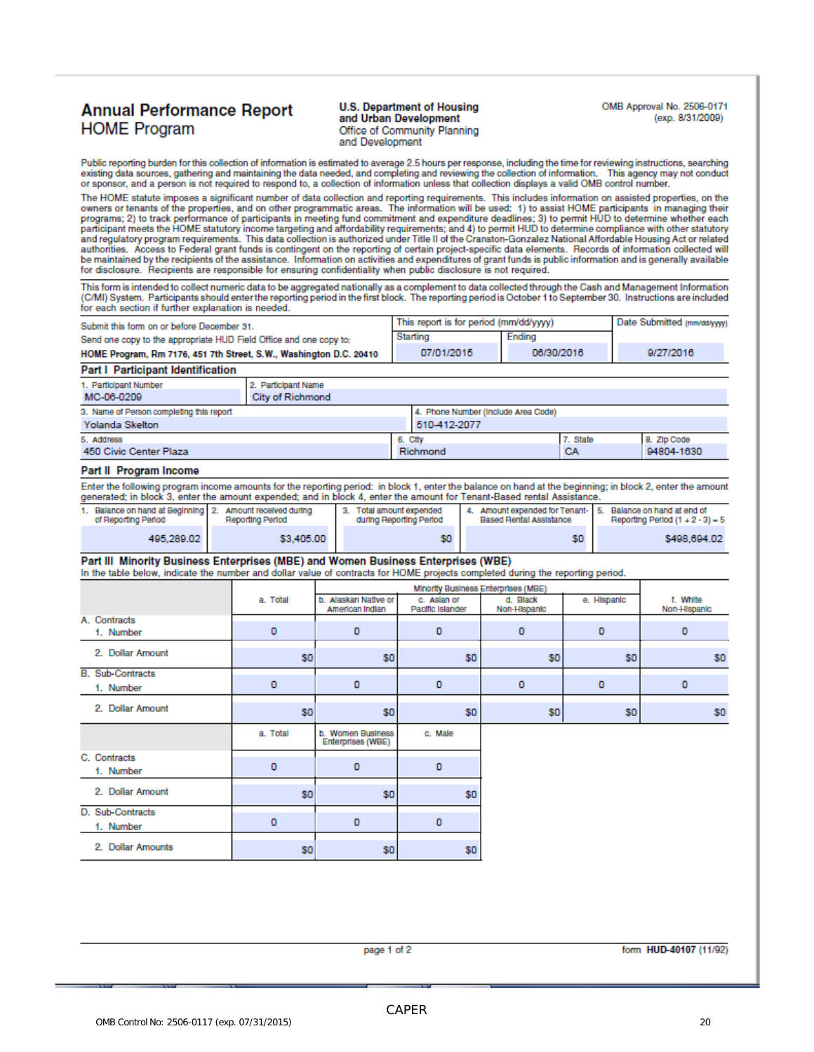# Annual Performance Report
## HOME Program

**U.S. Department of Housing and Urban Development**
Office of Community Planning and Development

OMB Approval No. 2506-0171 (exp. 8/31/2009)

Public reporting burden for this collection of information is estimated to average 2.5 hours per response, including the time for reviewing instructions, searching existing data sources, gathering and maintaining the data needed, and completing and reviewing the collection of information. This agency may not conduct or sponsor, and a person is not required to respond to, a collection of information unless that collection displays a valid OMB control number.

The HOME statute imposes a significant number of data collection and reporting requirements. This includes information on assisted properties, on the owners or tenants of the properties, and on other programmatic areas. The information will be used: 1) to assist HOME participants in managing their programs; 2) to track performance of participants in meeting fund commitment and expenditure deadlines; 3) to permit HUD to determine whether each participant meets the HOME statutory income targeting and affordability requirements; and 4) to permit HUD to determine compliance with other statutory and regulatory program requirements. This data collection is authorized under Title II of the Cranston-Gonzalez National Affordable Housing Act or related authorities. Access to Federal grant funds is contingent on the reporting of certain project-specific data elements. Records of information collected will be maintained by the recipients of the assistance. Information on activities and expenditures of grant funds is public information and is generally available for disclosure. Recipients are responsible for ensuring confidentiality when public disclosure is not required.

This form is intended to collect numeric data to be aggregated nationally as a complement to data collected through the Cash and Management Information (C/MI) System. Participants should enter the reporting period in the first block. The reporting period is October 1 to September 30. Instructions are included for each section if further explanation is needed.

| Submit this form on or before December 31. Send one copy to the appropriate HUD Field Office and one copy to: **HOME Program, Rm 7176, 451 7th Street, S.W., Washington D.C. 20410** | This report is for period (mm/dd/yyyy) Starting | Ending | Date Submitted (mm/dd/yyyy) |
|---|---|---|---|
| | 07/01/2015 | 06/30/2016 | 9/27/2016 |

### Part I Participant Identification

| 1. Participant Number | 2. Participant Name | | |
|---|---|---|---|
| MC-06-0209 | City of Richmond | | |
| 3. Name of Person completing this report | 4. Phone Number (Include Area Code) | | |
| Yolanda Skelton | 510-412-2077 | | |
| 5. Address | 6. City | 7. State | 8. Zip Code |
| 450 Civic Center Plaza | Richmond | CA | 94804-1630 |

### Part II Program Income

Enter the following program income amounts for the reporting period: in block 1, enter the balance on hand at the beginning; in block 2, enter the amount generated; in block 3, enter the amount expended; and in block 4, enter the amount for Tenant-Based rental Assistance.

| 1. Balance on hand at Beginning of Reporting Period | 2. Amount received during Reporting Period | 3. Total amount expended during Reporting Period | 4. Amount expended for Tenant-Based Rental Assistance | 5. Balance on hand at end of Reporting Period (1 + 2 - 3) = 5 |
|---|---|---|---|---|
| 495,289.02 | $3,405.00 | $0 | $0 | $498,694.02 |

### Part III Minority Business Enterprises (MBE) and Women Business Enterprises (WBE)

In the table below, indicate the number and dollar value of contracts for HOME projects completed during the reporting period.

| | a. Total | Minority Business Enterprises (MBE) b. Alaskan Native or American Indian | c. Asian or Pacific Islander | d. Black Non-Hispanic | e. Hispanic | f. White Non-Hispanic |
|---|---|---|---|---|---|---|
| A. Contracts 1. Number | 0 | 0 | 0 | 0 | 0 | 0 |
| 2. Dollar Amount | $0 | $0 | $0 | $0 | $0 | $0 |
| B. Sub-Contracts 1. Number | 0 | 0 | 0 | 0 | 0 | 0 |
| 2. Dollar Amount | $0 | $0 | $0 | $0 | $0 | $0 |

| | a. Total | b. Women Business Enterprises (WBE) | c. Male |
|---|---|---|---|
| C. Contracts 1. Number | 0 | 0 | 0 |
| 2. Dollar Amount | $0 | $0 | $0 |
| D. Sub-Contracts 1. Number | 0 | 0 | 0 |
| 2. Dollar Amounts | $0 | $0 | $0 |

form **HUD-40107** (11/92)

CAPER

OMB Control No: 2506-0117 (exp. 07/31/2015)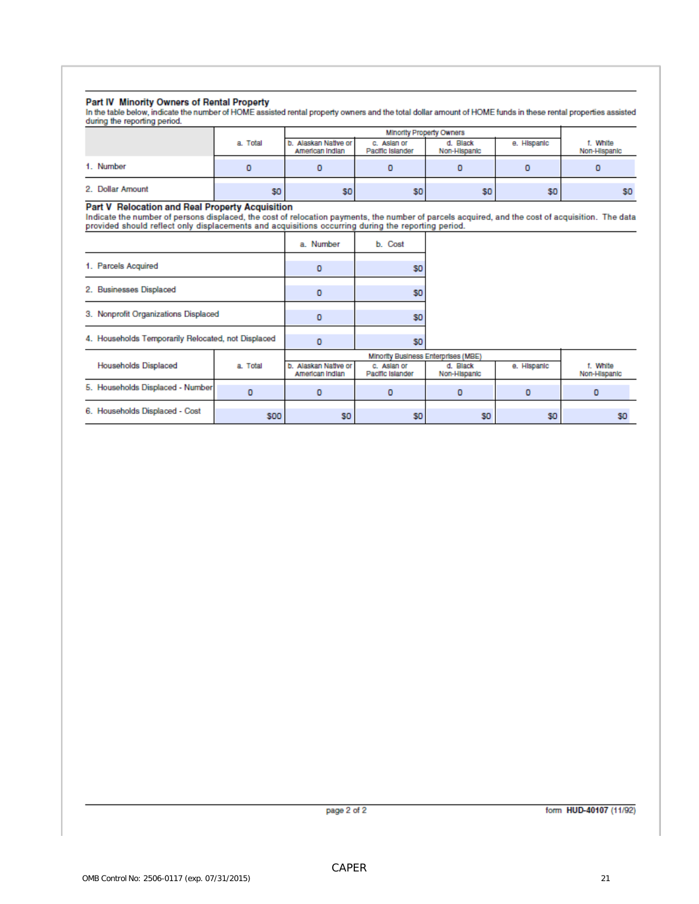## Part IV Minority Owners of Rental Property

In the table below, indicate the number of HOME assisted rental property owners and the total dollar amount of HOME funds in these rental properties assisted during the reporting period.

| | a. Total | Minority Property Owners | | | | f. White Non-Hispanic |
|---|---|---|---|---|---|---|
| | | b. Alaskan Native or American Indian | c. Asian or Pacific Islander | d. Black Non-Hispanic | e. Hispanic | |
| 1. Number | 0 | 0 | 0 | 0 | 0 | 0 |
| 2. Dollar Amount | $0 | $0 | $0 | $0 | $0 | $0 |

## Part V Relocation and Real Property Acquisition

Indicate the number of persons displaced, the cost of relocation payments, the number of parcels acquired, and the cost of acquisition. The data provided should reflect only displacements and acquisitions occurring during the reporting period.

| | a. Number | b. Cost |
|---|---|---|
| 1. Parcels Acquired | 0 | $0 |
| 2. Businesses Displaced | 0 | $0 |
| 3. Nonprofit Organizations Displaced | 0 | $0 |
| 4. Households Temporarily Relocated, not Displaced | 0 | $0 |

| Households Displaced | a. Total | Minority Business Enterprises (MBE) | | | | f. White Non-Hispanic |
|---|---|---|---|---|---|---|
| | | b. Alaskan Native or American Indian | c. Asian or Pacific Islander | d. Black Non-Hispanic | e. Hispanic | |
| 5. Households Displaced - Number | 0 | 0 | 0 | 0 | 0 | 0 |
| 6. Households Displaced - Cost | $00 | $0 | $0 | $0 | $0 | $0 |

form HUD-40107 (11/92)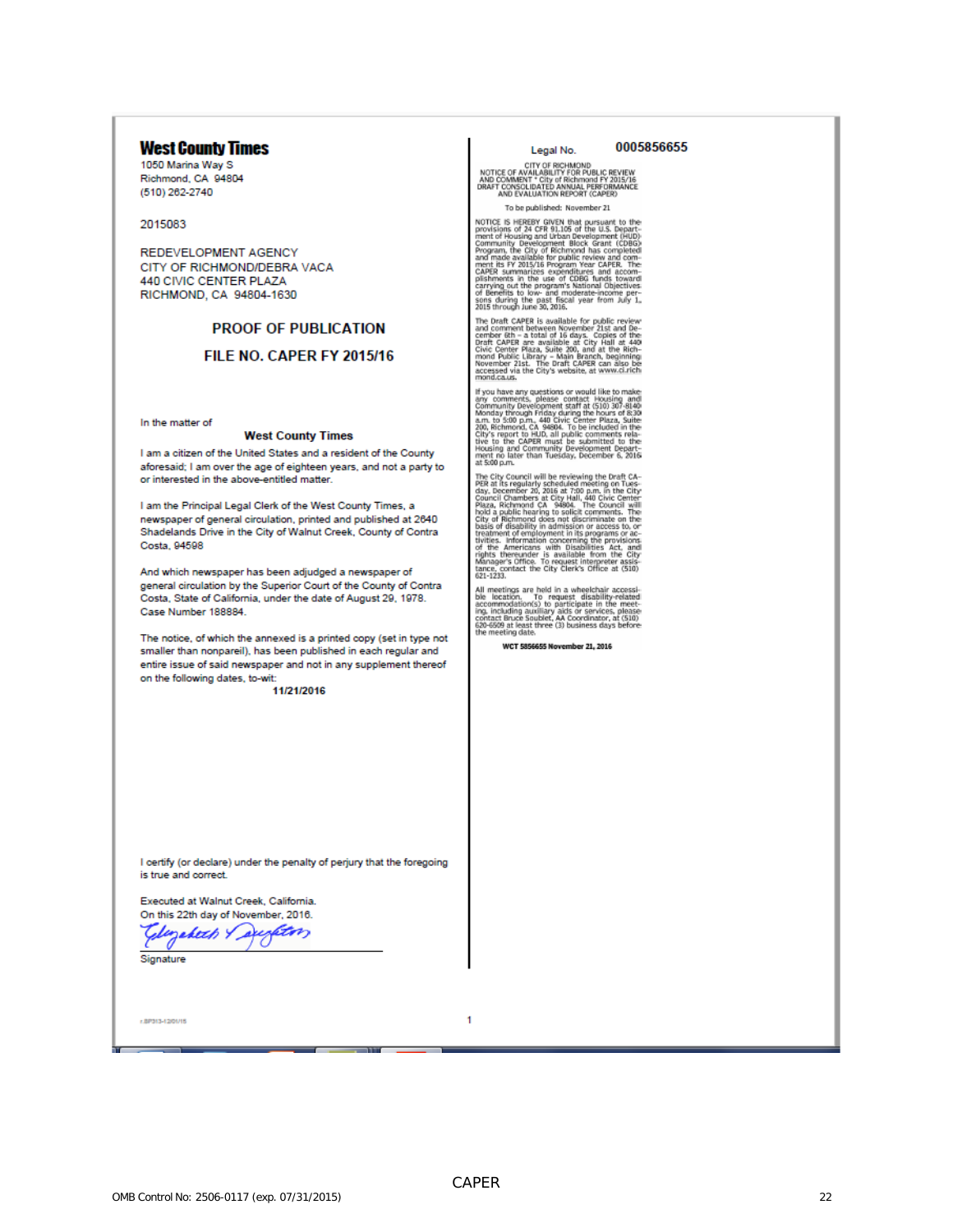**West County Times**
1050 Marina Way S
Richmond, CA 94804
(510) 262-2740

2015083

REDEVELOPMENT AGENCY
CITY OF RICHMOND/DEBRA VACA
440 CIVIC CENTER PLAZA
RICHMOND, CA 94804-1630

## PROOF OF PUBLICATION

## FILE NO. CAPER FY 2015/16

In the matter of

**West County Times**

I am a citizen of the United States and a resident of the County aforesaid; I am over the age of eighteen years, and not a party to or interested in the above-entitled matter.

I am the Principal Legal Clerk of the West County Times, a newspaper of general circulation, printed and published at 2640 Shadelands Drive in the City of Walnut Creek, County of Contra Costa, 94598

And which newspaper has been adjudged a newspaper of general circulation by the Superior Court of the County of Contra Costa, State of California, under the date of August 29, 1978. Case Number 188884.

The notice, of which the annexed is a printed copy (set in type not smaller than nonpareil), has been published in each regular and entire issue of said newspaper and not in any supplement thereof on the following dates, to-wit:

**11/21/2016**

I certify (or declare) under the penalty of perjury that the foregoing is true and correct.

Executed at Walnut Creek, California.
On this 22th day of November, 2016.

Elizabeth Vaughton

Signature

r.BP313-12/01/15

Legal No. **0005856655**

CITY OF RICHMOND
NOTICE OF AVAILABILITY FOR PUBLIC REVIEW AND COMMENT * City of Richmond FY 2015/16 DRAFT CONSOLIDATED ANNUAL PERFORMANCE AND EVALUATION REPORT (CAPER)

To be published: November 21

NOTICE IS HEREBY GIVEN that pursuant to the provisions of 24 CFR 91.105 of the U.S. Department of Housing and Urban Development (HUD) Community Development Block Grant (CDBG) Program, the City of Richmond has completed and made available for public review and comment its FY 2015/16 Program Year CAPER. The CAPER summarizes expenditures and accomplishments in the use of CDBG funds toward carrying out the program's National Objectives of Benefits to low- and moderate-income persons during the past fiscal year from July 1, 2015 through June 30, 2016.

The Draft CAPER is available for public review and comment between November 21st and December 6th – a total of 16 days. Copies of the Draft CAPER are available at City Hall at 440 Civic Center Plaza, Suite 200, and at the Richmond Public Library – Main Branch, beginning November 21st. The Draft CAPER can also be accessed via the City's website, at www.ci.richmond.ca.us.

If you have any questions or would like to make any comments, please contact Housing and Community Development staff at (510) 307-8140 Monday through Friday during the hours of 8:30 a.m. to 5:00 p.m., 440 Civic Center Plaza, Suite 200, Richmond, CA 94804. To be included in the City's report to HUD, all public comments relative to the CAPER must be submitted to the Housing and Community Development Department no later than Tuesday, December 6, 2016 at 5:00 p.m.

The City Council will be reviewing the Draft CAPER at its regularly scheduled meeting on Tuesday, December 20, 2016 at 7:00 p.m. in the City Council Chambers at City Hall, 440 Civic Center Plaza, Richmond CA 94804. The Council will hold a public hearing to solicit comments. The City of Richmond does not discriminate on the basis of disability in admission or access to, or treatment of employment in its programs or activities. Information concerning the provisions of the Americans with Disabilities Act, and rights thereunder is available from the City Manager's Office. To request interpreter assistance, contact the City Clerk's Office at (510) 621-1233.

All meetings are held in a wheelchair accessible location. To request disability-related accommodation(s) to participate in the meeting, including auxiliary aids or services, please contact Bruce Soublet, AA Coordinator, at (510) 620-6509 at least three (3) business days before the meeting date.

**WCT 5856655 November 21, 2016**